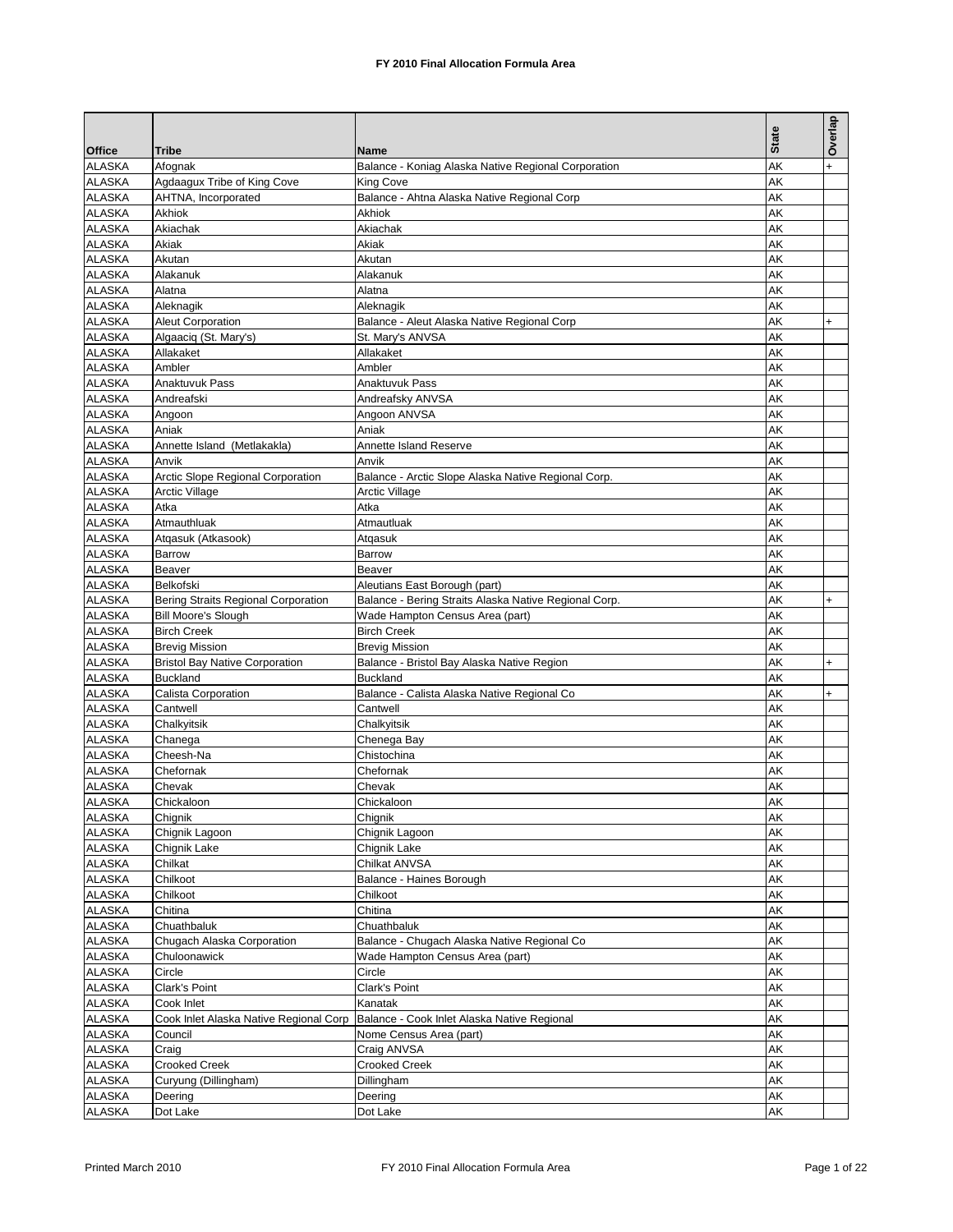# FY 2010 Final Allocation Formula Area

| Office | Tribe | Name | State | Overlap |
|---|---|---|---|---|
| ALASKA | Afognak | Balance - Koniag Alaska Native Regional Corporation | AK | + |
| ALASKA | Agdaagux Tribe of King Cove | King Cove | AK | |
| ALASKA | AHTNA, Incorporated | Balance - Ahtna Alaska Native Regional Corp | AK | |
| ALASKA | Akhiok | Akhiok | AK | |
| ALASKA | Akiachak | Akiachak | AK | |
| ALASKA | Akiak | Akiak | AK | |
| ALASKA | Akutan | Akutan | AK | |
| ALASKA | Alakanuk | Alakanuk | AK | |
| ALASKA | Alatna | Alatna | AK | |
| ALASKA | Aleknagik | Aleknagik | AK | |
| ALASKA | Aleut Corporation | Balance - Aleut Alaska Native Regional Corp | AK | + |
| ALASKA | Algaaciq (St. Mary's) | St. Mary's ANVSA | AK | |
| ALASKA | Allakaket | Allakaket | AK | |
| ALASKA | Ambler | Ambler | AK | |
| ALASKA | Anaktuvuk Pass | Anaktuvuk Pass | AK | |
| ALASKA | Andreafski | Andreafsky ANVSA | AK | |
| ALASKA | Angoon | Angoon ANVSA | AK | |
| ALASKA | Aniak | Aniak | AK | |
| ALASKA | Annette Island (Metlakakla) | Annette Island Reserve | AK | |
| ALASKA | Anvik | Anvik | AK | |
| ALASKA | Arctic Slope Regional Corporation | Balance - Arctic Slope Alaska Native Regional Corp. | AK | |
| ALASKA | Arctic Village | Arctic Village | AK | |
| ALASKA | Atka | Atka | AK | |
| ALASKA | Atmauthluak | Atmautluak | AK | |
| ALASKA | Atqasuk (Atkasook) | Atqasuk | AK | |
| ALASKA | Barrow | Barrow | AK | |
| ALASKA | Beaver | Beaver | AK | |
| ALASKA | Belkofski | Aleutians East Borough (part) | AK | |
| ALASKA | Bering Straits Regional Corporation | Balance - Bering Straits Alaska Native Regional Corp. | AK | + |
| ALASKA | Bill Moore's Slough | Wade Hampton Census Area (part) | AK | |
| ALASKA | Birch Creek | Birch Creek | AK | |
| ALASKA | Brevig Mission | Brevig Mission | AK | |
| ALASKA | Bristol Bay Native Corporation | Balance - Bristol Bay Alaska Native Region | AK | + |
| ALASKA | Buckland | Buckland | AK | |
| ALASKA | Calista Corporation | Balance - Calista Alaska Native Regional Co | AK | + |
| ALASKA | Cantwell | Cantwell | AK | |
| ALASKA | Chalkyitsik | Chalkyitsik | AK | |
| ALASKA | Chanega | Chenega Bay | AK | |
| ALASKA | Cheesh-Na | Chistochina | AK | |
| ALASKA | Chefornak | Chefornak | AK | |
| ALASKA | Chevak | Chevak | AK | |
| ALASKA | Chickaloon | Chickaloon | AK | |
| ALASKA | Chignik | Chignik | AK | |
| ALASKA | Chignik Lagoon | Chignik Lagoon | AK | |
| ALASKA | Chignik Lake | Chignik Lake | AK | |
| ALASKA | Chilkat | Chilkat ANVSA | AK | |
| ALASKA | Chilkoot | Balance - Haines Borough | AK | |
| ALASKA | Chilkoot | Chilkoot | AK | |
| ALASKA | Chitina | Chitina | AK | |
| ALASKA | Chuathbaluk | Chuathbaluk | AK | |
| ALASKA | Chugach Alaska Corporation | Balance - Chugach Alaska Native Regional Co | AK | |
| ALASKA | Chuloonawick | Wade Hampton Census Area (part) | AK | |
| ALASKA | Circle | Circle | AK | |
| ALASKA | Clark's Point | Clark's Point | AK | |
| ALASKA | Cook Inlet | Kanatak | AK | |
| ALASKA | Cook Inlet Alaska Native Regional Corp | Balance - Cook Inlet Alaska Native Regional | AK | |
| ALASKA | Council | Nome Census Area (part) | AK | |
| ALASKA | Craig | Craig ANVSA | AK | |
| ALASKA | Crooked Creek | Crooked Creek | AK | |
| ALASKA | Curyung (Dillingham) | Dillingham | AK | |
| ALASKA | Deering | Deering | AK | |
| ALASKA | Dot Lake | Dot Lake | AK | |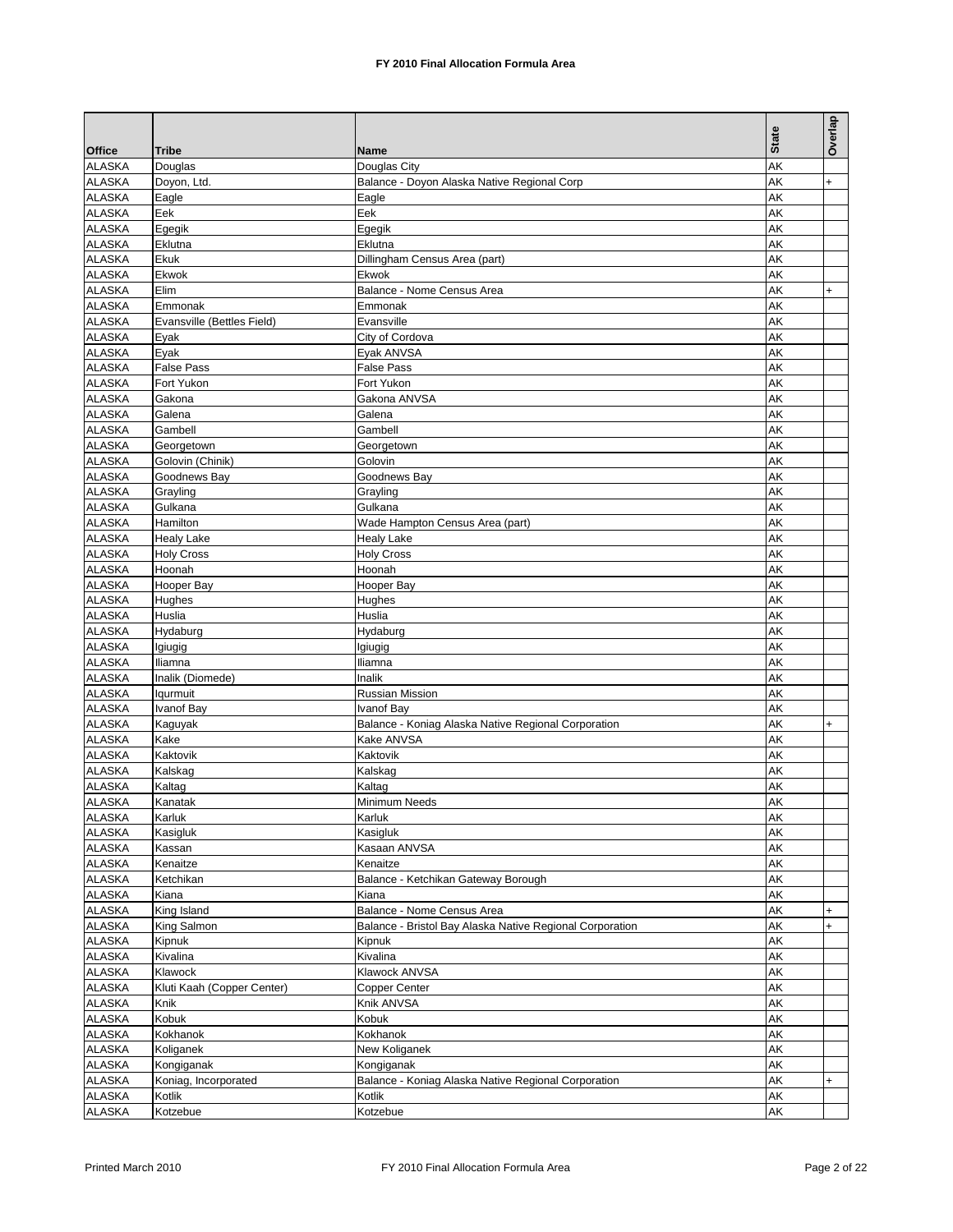# FY 2010 Final Allocation Formula Area

| Office | Tribe | Name | State | Overlap |
|---|---|---|---|---|
| ALASKA | Douglas | Douglas City | AK | |
| ALASKA | Doyon, Ltd. | Balance - Doyon Alaska Native Regional Corp | AK | + |
| ALASKA | Eagle | Eagle | AK | |
| ALASKA | Eek | Eek | AK | |
| ALASKA | Egegik | Egegik | AK | |
| ALASKA | Eklutna | Eklutna | AK | |
| ALASKA | Ekuk | Dillingham Census Area (part) | AK | |
| ALASKA | Ekwok | Ekwok | AK | |
| ALASKA | Elim | Balance - Nome Census Area | AK | + |
| ALASKA | Emmonak | Emmonak | AK | |
| ALASKA | Evansville (Bettles Field) | Evansville | AK | |
| ALASKA | Eyak | City of Cordova | AK | |
| ALASKA | Eyak | Eyak ANVSA | AK | |
| ALASKA | False Pass | False Pass | AK | |
| ALASKA | Fort Yukon | Fort Yukon | AK | |
| ALASKA | Gakona | Gakona ANVSA | AK | |
| ALASKA | Galena | Galena | AK | |
| ALASKA | Gambell | Gambell | AK | |
| ALASKA | Georgetown | Georgetown | AK | |
| ALASKA | Golovin (Chinik) | Golovin | AK | |
| ALASKA | Goodnews Bay | Goodnews Bay | AK | |
| ALASKA | Grayling | Grayling | AK | |
| ALASKA | Gulkana | Gulkana | AK | |
| ALASKA | Hamilton | Wade Hampton Census Area (part) | AK | |
| ALASKA | Healy Lake | Healy Lake | AK | |
| ALASKA | Holy Cross | Holy Cross | AK | |
| ALASKA | Hoonah | Hoonah | AK | |
| ALASKA | Hooper Bay | Hooper Bay | AK | |
| ALASKA | Hughes | Hughes | AK | |
| ALASKA | Huslia | Huslia | AK | |
| ALASKA | Hydaburg | Hydaburg | AK | |
| ALASKA | Igiugig | Igiugig | AK | |
| ALASKA | Iliamna | Iliamna | AK | |
| ALASKA | Inalik (Diomede) | Inalik | AK | |
| ALASKA | Iqurmuit | Russian Mission | AK | |
| ALASKA | Ivanof Bay | Ivanof Bay | AK | |
| ALASKA | Kaguyak | Balance - Koniag Alaska Native Regional Corporation | AK | + |
| ALASKA | Kake | Kake ANVSA | AK | |
| ALASKA | Kaktovik | Kaktovik | AK | |
| ALASKA | Kalskag | Kalskag | AK | |
| ALASKA | Kaltag | Kaltag | AK | |
| ALASKA | Kanatak | Minimum Needs | AK | |
| ALASKA | Karluk | Karluk | AK | |
| ALASKA | Kasigluk | Kasigluk | AK | |
| ALASKA | Kassan | Kasaan ANVSA | AK | |
| ALASKA | Kenaitze | Kenaitze | AK | |
| ALASKA | Ketchikan | Balance - Ketchikan Gateway Borough | AK | |
| ALASKA | Kiana | Kiana | AK | |
| ALASKA | King Island | Balance - Nome Census Area | AK | + |
| ALASKA | King Salmon | Balance - Bristol Bay Alaska Native Regional Corporation | AK | + |
| ALASKA | Kipnuk | Kipnuk | AK | |
| ALASKA | Kivalina | Kivalina | AK | |
| ALASKA | Klawock | Klawock ANVSA | AK | |
| ALASKA | Kluti Kaah (Copper Center) | Copper Center | AK | |
| ALASKA | Knik | Knik ANVSA | AK | |
| ALASKA | Kobuk | Kobuk | AK | |
| ALASKA | Kokhanok | Kokhanok | AK | |
| ALASKA | Koliganek | New Koliganek | AK | |
| ALASKA | Kongiganak | Kongiganak | AK | |
| ALASKA | Koniag, Incorporated | Balance - Koniag Alaska Native Regional Corporation | AK | + |
| ALASKA | Kotlik | Kotlik | AK | |
| ALASKA | Kotzebue | Kotzebue | AK | |

Printed March 2010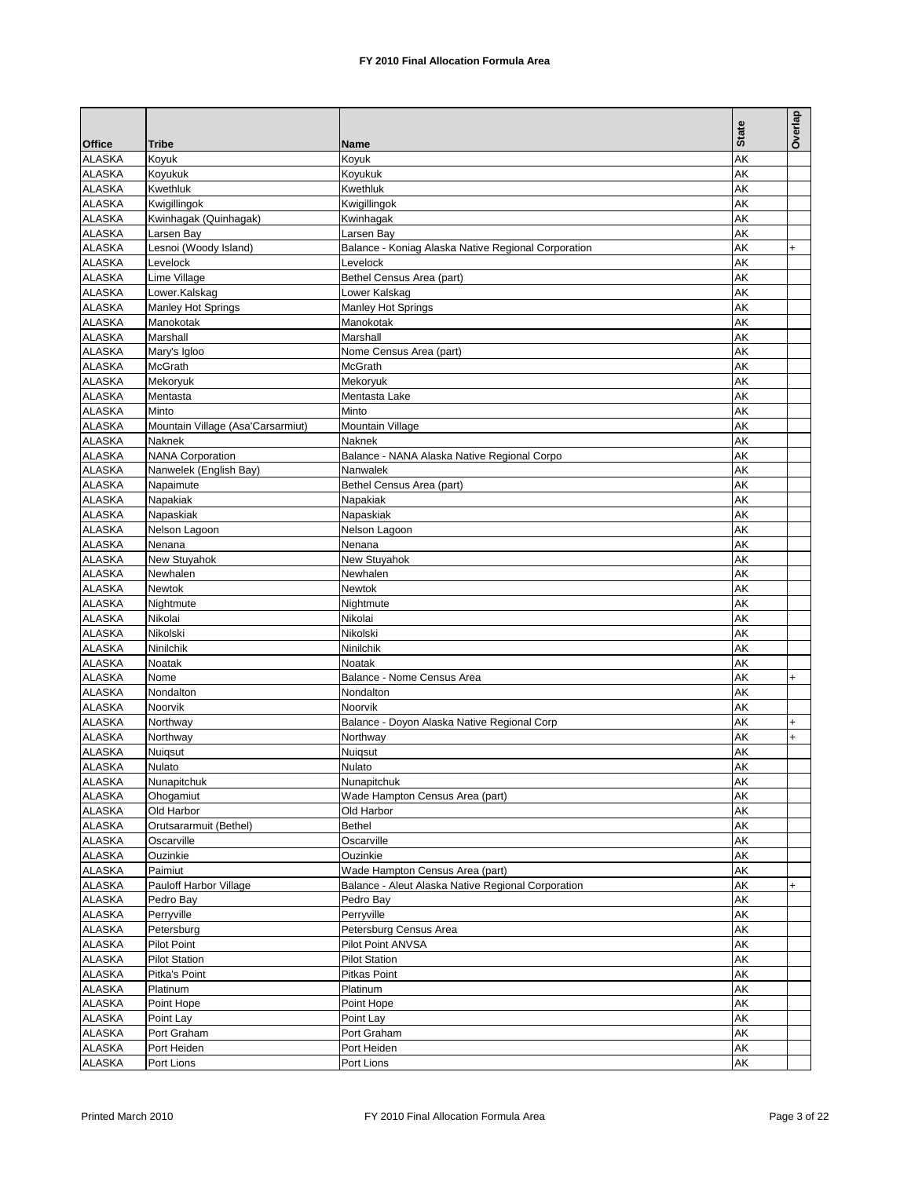**FY 2010 Final Allocation Formula Area**

| Office | Tribe | Name | State | Overlap |
|---|---|---|---|---|
| ALASKA | Koyuk | Koyuk | AK | |
| ALASKA | Koyukuk | Koyukuk | AK | |
| ALASKA | Kwethluk | Kwethluk | AK | |
| ALASKA | Kwigillingok | Kwigillingok | AK | |
| ALASKA | Kwinhagak (Quinhagak) | Kwinhagak | AK | |
| ALASKA | Larsen Bay | Larsen Bay | AK | |
| ALASKA | Lesnoi (Woody Island) | Balance - Koniag Alaska Native Regional Corporation | AK | + |
| ALASKA | Levelock | Levelock | AK | |
| ALASKA | Lime Village | Bethel Census Area (part) | AK | |
| ALASKA | Lower.Kalskag | Lower Kalskag | AK | |
| ALASKA | Manley Hot Springs | Manley Hot Springs | AK | |
| ALASKA | Manokotak | Manokotak | AK | |
| ALASKA | Marshall | Marshall | AK | |
| ALASKA | Mary's Igloo | Nome Census Area (part) | AK | |
| ALASKA | McGrath | McGrath | AK | |
| ALASKA | Mekoryuk | Mekoryuk | AK | |
| ALASKA | Mentasta | Mentasta Lake | AK | |
| ALASKA | Minto | Minto | AK | |
| ALASKA | Mountain Village (Asa'Carsarmiut) | Mountain Village | AK | |
| ALASKA | Naknek | Naknek | AK | |
| ALASKA | NANA Corporation | Balance - NANA Alaska Native Regional Corpo | AK | |
| ALASKA | Nanwelek (English Bay) | Nanwalek | AK | |
| ALASKA | Napaimute | Bethel Census Area (part) | AK | |
| ALASKA | Napakiak | Napakiak | AK | |
| ALASKA | Napaskiak | Napaskiak | AK | |
| ALASKA | Nelson Lagoon | Nelson Lagoon | AK | |
| ALASKA | Nenana | Nenana | AK | |
| ALASKA | New Stuyahok | New Stuyahok | AK | |
| ALASKA | Newhalen | Newhalen | AK | |
| ALASKA | Newtok | Newtok | AK | |
| ALASKA | Nightmute | Nightmute | AK | |
| ALASKA | Nikolai | Nikolai | AK | |
| ALASKA | Nikolski | Nikolski | AK | |
| ALASKA | Ninilchik | Ninilchik | AK | |
| ALASKA | Noatak | Noatak | AK | |
| ALASKA | Nome | Balance - Nome Census Area | AK | + |
| ALASKA | Nondalton | Nondalton | AK | |
| ALASKA | Noorvik | Noorvik | AK | |
| ALASKA | Northway | Balance - Doyon Alaska Native Regional Corp | AK | + |
| ALASKA | Northway | Northway | AK | + |
| ALASKA | Nuiqsut | Nuiqsut | AK | |
| ALASKA | Nulato | Nulato | AK | |
| ALASKA | Nunapitchuk | Nunapitchuk | AK | |
| ALASKA | Ohogamiut | Wade Hampton Census Area (part) | AK | |
| ALASKA | Old Harbor | Old Harbor | AK | |
| ALASKA | Orutsararmuit (Bethel) | Bethel | AK | |
| ALASKA | Oscarville | Oscarville | AK | |
| ALASKA | Ouzinkie | Ouzinkie | AK | |
| ALASKA | Paimiut | Wade Hampton Census Area (part) | AK | |
| ALASKA | Pauloff Harbor Village | Balance - Aleut Alaska Native Regional Corporation | AK | + |
| ALASKA | Pedro Bay | Pedro Bay | AK | |
| ALASKA | Perryville | Perryville | AK | |
| ALASKA | Petersburg | Petersburg Census Area | AK | |
| ALASKA | Pilot Point | Pilot Point ANVSA | AK | |
| ALASKA | Pilot Station | Pilot Station | AK | |
| ALASKA | Pitka's Point | Pitkas Point | AK | |
| ALASKA | Platinum | Platinum | AK | |
| ALASKA | Point Hope | Point Hope | AK | |
| ALASKA | Point Lay | Point Lay | AK | |
| ALASKA | Port Graham | Port Graham | AK | |
| ALASKA | Port Heiden | Port Heiden | AK | |
| ALASKA | Port Lions | Port Lions | AK | |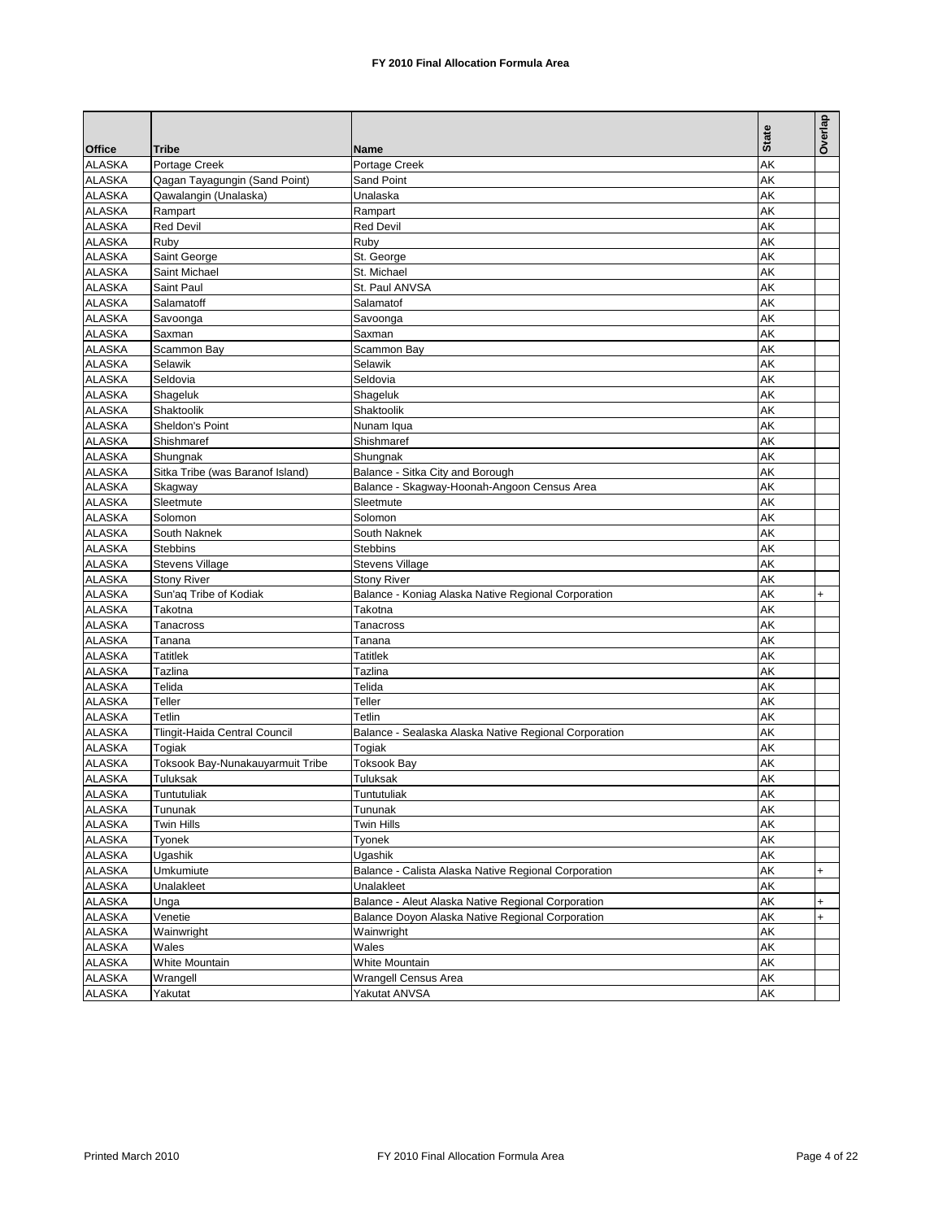**FY 2010 Final Allocation Formula Area**

| Office | Tribe | Name | State | Overlap |
|---|---|---|---|---|
| ALASKA | Portage Creek | Portage Creek | AK | |
| ALASKA | Qagan Tayagungin (Sand Point) | Sand Point | AK | |
| ALASKA | Qawalangin (Unalaska) | Unalaska | AK | |
| ALASKA | Rampart | Rampart | AK | |
| ALASKA | Red Devil | Red Devil | AK | |
| ALASKA | Ruby | Ruby | AK | |
| ALASKA | Saint George | St. George | AK | |
| ALASKA | Saint Michael | St. Michael | AK | |
| ALASKA | Saint Paul | St. Paul ANVSA | AK | |
| ALASKA | Salamatoff | Salamatof | AK | |
| ALASKA | Savoonga | Savoonga | AK | |
| ALASKA | Saxman | Saxman | AK | |
| ALASKA | Scammon Bay | Scammon Bay | AK | |
| ALASKA | Selawik | Selawik | AK | |
| ALASKA | Seldovia | Seldovia | AK | |
| ALASKA | Shageluk | Shageluk | AK | |
| ALASKA | Shaktoolik | Shaktoolik | AK | |
| ALASKA | Sheldon's Point | Nunam Iqua | AK | |
| ALASKA | Shishmaref | Shishmaref | AK | |
| ALASKA | Shungnak | Shungnak | AK | |
| ALASKA | Sitka Tribe (was Baranof Island) | Balance - Sitka City and Borough | AK | |
| ALASKA | Skagway | Balance - Skagway-Hoonah-Angoon Census Area | AK | |
| ALASKA | Sleetmute | Sleetmute | AK | |
| ALASKA | Solomon | Solomon | AK | |
| ALASKA | South Naknek | South Naknek | AK | |
| ALASKA | Stebbins | Stebbins | AK | |
| ALASKA | Stevens Village | Stevens Village | AK | |
| ALASKA | Stony River | Stony River | AK | |
| ALASKA | Sun'aq Tribe of Kodiak | Balance - Koniag Alaska Native Regional Corporation | AK | + |
| ALASKA | Takotna | Takotna | AK | |
| ALASKA | Tanacross | Tanacross | AK | |
| ALASKA | Tanana | Tanana | AK | |
| ALASKA | Tatitlek | Tatitlek | AK | |
| ALASKA | Tazlina | Tazlina | AK | |
| ALASKA | Telida | Telida | AK | |
| ALASKA | Teller | Teller | AK | |
| ALASKA | Tetlin | Tetlin | AK | |
| ALASKA | Tlingit-Haida Central Council | Balance - Sealaska Alaska Native Regional Corporation | AK | |
| ALASKA | Togiak | Togiak | AK | |
| ALASKA | Toksook Bay-Nunakauyarmuit Tribe | Toksook Bay | AK | |
| ALASKA | Tuluksak | Tuluksak | AK | |
| ALASKA | Tuntutuliak | Tuntutuliak | AK | |
| ALASKA | Tununak | Tununak | AK | |
| ALASKA | Twin Hills | Twin Hills | AK | |
| ALASKA | Tyonek | Tyonek | AK | |
| ALASKA | Ugashik | Ugashik | AK | |
| ALASKA | Umkumiute | Balance - Calista Alaska Native Regional Corporation | AK | + |
| ALASKA | Unalakleet | Unalakleet | AK | |
| ALASKA | Unga | Balance - Aleut Alaska Native Regional Corporation | AK | + |
| ALASKA | Venetie | Balance Doyon Alaska Native Regional Corporation | AK | + |
| ALASKA | Wainwright | Wainwright | AK | |
| ALASKA | Wales | Wales | AK | |
| ALASKA | White Mountain | White Mountain | AK | |
| ALASKA | Wrangell | Wrangell Census Area | AK | |
| ALASKA | Yakutat | Yakutat ANVSA | AK | |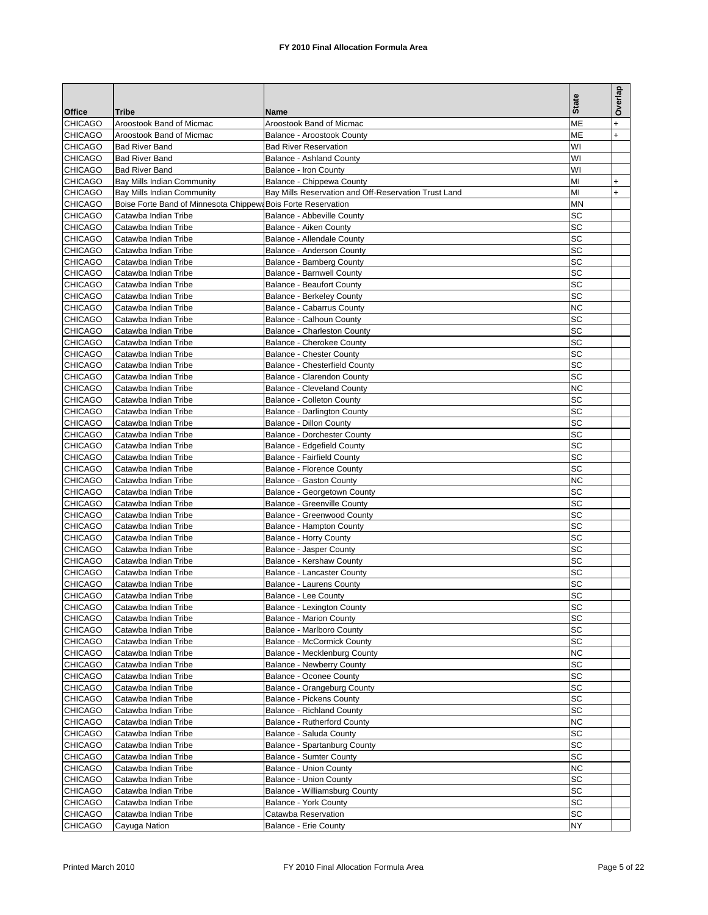# FY 2010 Final Allocation Formula Area

| Office | Tribe | Name | State | Overlap |
|---|---|---|---|---|
| CHICAGO | Aroostook Band of Micmac | Aroostook Band of Micmac | ME | + |
| CHICAGO | Aroostook Band of Micmac | Balance - Aroostook County | ME | + |
| CHICAGO | Bad River Band | Bad River Reservation | WI | |
| CHICAGO | Bad River Band | Balance - Ashland County | WI | |
| CHICAGO | Bad River Band | Balance - Iron County | WI | |
| CHICAGO | Bay Mills Indian Community | Balance - Chippewa County | MI | + |
| CHICAGO | Bay Mills Indian Community | Bay Mills Reservation and Off-Reservation Trust Land | MI | + |
| CHICAGO | Boise Forte Band of Minnesota Chippewa | Bois Forte Reservation | MN | |
| CHICAGO | Catawba Indian Tribe | Balance - Abbeville County | SC | |
| CHICAGO | Catawba Indian Tribe | Balance - Aiken County | SC | |
| CHICAGO | Catawba Indian Tribe | Balance - Allendale County | SC | |
| CHICAGO | Catawba Indian Tribe | Balance - Anderson County | SC | |
| CHICAGO | Catawba Indian Tribe | Balance - Bamberg County | SC | |
| CHICAGO | Catawba Indian Tribe | Balance - Barnwell County | SC | |
| CHICAGO | Catawba Indian Tribe | Balance - Beaufort County | SC | |
| CHICAGO | Catawba Indian Tribe | Balance - Berkeley County | SC | |
| CHICAGO | Catawba Indian Tribe | Balance - Cabarrus County | NC | |
| CHICAGO | Catawba Indian Tribe | Balance - Calhoun County | SC | |
| CHICAGO | Catawba Indian Tribe | Balance - Charleston County | SC | |
| CHICAGO | Catawba Indian Tribe | Balance - Cherokee County | SC | |
| CHICAGO | Catawba Indian Tribe | Balance - Chester County | SC | |
| CHICAGO | Catawba Indian Tribe | Balance - Chesterfield County | SC | |
| CHICAGO | Catawba Indian Tribe | Balance - Clarendon County | SC | |
| CHICAGO | Catawba Indian Tribe | Balance - Cleveland County | NC | |
| CHICAGO | Catawba Indian Tribe | Balance - Colleton County | SC | |
| CHICAGO | Catawba Indian Tribe | Balance - Darlington County | SC | |
| CHICAGO | Catawba Indian Tribe | Balance - Dillon County | SC | |
| CHICAGO | Catawba Indian Tribe | Balance - Dorchester County | SC | |
| CHICAGO | Catawba Indian Tribe | Balance - Edgefield County | SC | |
| CHICAGO | Catawba Indian Tribe | Balance - Fairfield County | SC | |
| CHICAGO | Catawba Indian Tribe | Balance - Florence County | SC | |
| CHICAGO | Catawba Indian Tribe | Balance - Gaston County | NC | |
| CHICAGO | Catawba Indian Tribe | Balance - Georgetown County | SC | |
| CHICAGO | Catawba Indian Tribe | Balance - Greenville County | SC | |
| CHICAGO | Catawba Indian Tribe | Balance - Greenwood County | SC | |
| CHICAGO | Catawba Indian Tribe | Balance - Hampton County | SC | |
| CHICAGO | Catawba Indian Tribe | Balance - Horry County | SC | |
| CHICAGO | Catawba Indian Tribe | Balance - Jasper County | SC | |
| CHICAGO | Catawba Indian Tribe | Balance - Kershaw County | SC | |
| CHICAGO | Catawba Indian Tribe | Balance - Lancaster County | SC | |
| CHICAGO | Catawba Indian Tribe | Balance - Laurens County | SC | |
| CHICAGO | Catawba Indian Tribe | Balance - Lee County | SC | |
| CHICAGO | Catawba Indian Tribe | Balance - Lexington County | SC | |
| CHICAGO | Catawba Indian Tribe | Balance - Marion County | SC | |
| CHICAGO | Catawba Indian Tribe | Balance - Marlboro County | SC | |
| CHICAGO | Catawba Indian Tribe | Balance - McCormick County | SC | |
| CHICAGO | Catawba Indian Tribe | Balance - Mecklenburg County | NC | |
| CHICAGO | Catawba Indian Tribe | Balance - Newberry County | SC | |
| CHICAGO | Catawba Indian Tribe | Balance - Oconee County | SC | |
| CHICAGO | Catawba Indian Tribe | Balance - Orangeburg County | SC | |
| CHICAGO | Catawba Indian Tribe | Balance - Pickens County | SC | |
| CHICAGO | Catawba Indian Tribe | Balance - Richland County | SC | |
| CHICAGO | Catawba Indian Tribe | Balance - Rutherford County | NC | |
| CHICAGO | Catawba Indian Tribe | Balance - Saluda County | SC | |
| CHICAGO | Catawba Indian Tribe | Balance - Spartanburg County | SC | |
| CHICAGO | Catawba Indian Tribe | Balance - Sumter County | SC | |
| CHICAGO | Catawba Indian Tribe | Balance - Union County | NC | |
| CHICAGO | Catawba Indian Tribe | Balance - Union County | SC | |
| CHICAGO | Catawba Indian Tribe | Balance - Williamsburg County | SC | |
| CHICAGO | Catawba Indian Tribe | Balance - York County | SC | |
| CHICAGO | Catawba Indian Tribe | Catawba Reservation | SC | |
| CHICAGO | Cayuga Nation | Balance - Erie County | NY | |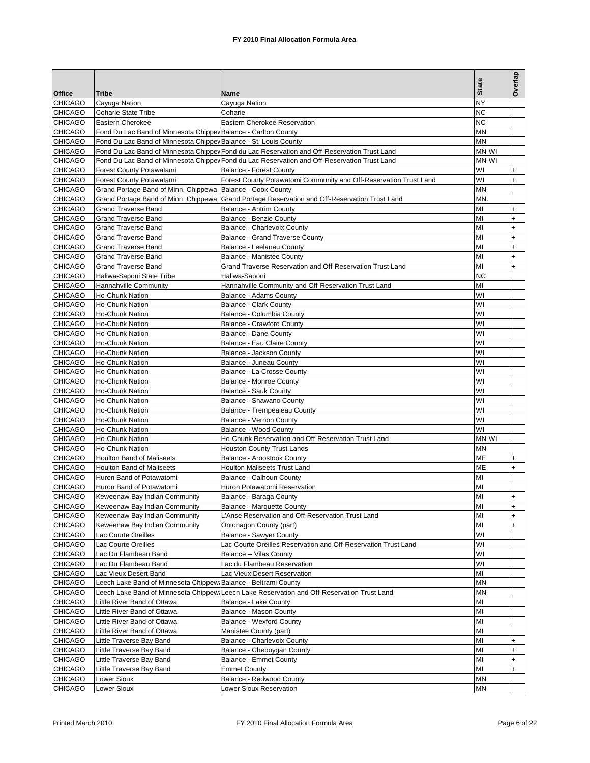## FY 2010 Final Allocation Formula Area

| Office | Tribe | Name | State | Overlap |
|---|---|---|---|---|
| CHICAGO | Cayuga Nation | Cayuga Nation | NY | |
| CHICAGO | Coharie State Tribe | Coharie | NC | |
| CHICAGO | Eastern Cherokee | Eastern Cherokee Reservation | NC | |
| CHICAGO | Fond Du Lac Band of Minnesota Chippew | Balance - Carlton County | MN | |
| CHICAGO | Fond Du Lac Band of Minnesota Chippew | Balance - St. Louis County | MN | |
| CHICAGO | Fond Du Lac Band of Minnesota Chippew | Fond du Lac Reservation and Off-Reservation Trust Land | MN-WI | |
| CHICAGO | Fond Du Lac Band of Minnesota Chippew | Fond du Lac Reservation and Off-Reservation Trust Land | MN-WI | |
| CHICAGO | Forest County Potawatami | Balance - Forest County | WI | + |
| CHICAGO | Forest County Potawatami | Forest County Potawatomi Community and Off-Reservation Trust Land | WI | + |
| CHICAGO | Grand Portage Band of Minn. Chippewa | Balance - Cook County | MN | |
| CHICAGO | Grand Portage Band of Minn. Chippewa | Grand Portage Reservation and Off-Reservation Trust Land | MN. | |
| CHICAGO | Grand Traverse Band | Balance - Antrim County | MI | + |
| CHICAGO | Grand Traverse Band | Balance - Benzie County | MI | + |
| CHICAGO | Grand Traverse Band | Balance - Charlevoix County | MI | + |
| CHICAGO | Grand Traverse Band | Balance - Grand Traverse County | MI | + |
| CHICAGO | Grand Traverse Band | Balance - Leelanau County | MI | + |
| CHICAGO | Grand Traverse Band | Balance - Manistee County | MI | + |
| CHICAGO | Grand Traverse Band | Grand Traverse Reservation and Off-Reservation Trust Land | MI | + |
| CHICAGO | Haliwa-Saponi State Tribe | Haliwa-Saponi | NC | |
| CHICAGO | Hannahville Community | Hannahville Community and Off-Reservation Trust Land | MI | |
| CHICAGO | Ho-Chunk Nation | Balance - Adams County | WI | |
| CHICAGO | Ho-Chunk Nation | Balance - Clark County | WI | |
| CHICAGO | Ho-Chunk Nation | Balance - Columbia County | WI | |
| CHICAGO | Ho-Chunk Nation | Balance - Crawford County | WI | |
| CHICAGO | Ho-Chunk Nation | Balance - Dane County | WI | |
| CHICAGO | Ho-Chunk Nation | Balance - Eau Claire County | WI | |
| CHICAGO | Ho-Chunk Nation | Balance - Jackson County | WI | |
| CHICAGO | Ho-Chunk Nation | Balance - Juneau County | WI | |
| CHICAGO | Ho-Chunk Nation | Balance - La Crosse County | WI | |
| CHICAGO | Ho-Chunk Nation | Balance - Monroe County | WI | |
| CHICAGO | Ho-Chunk Nation | Balance - Sauk County | WI | |
| CHICAGO | Ho-Chunk Nation | Balance - Shawano County | WI | |
| CHICAGO | Ho-Chunk Nation | Balance - Trempealeau County | WI | |
| CHICAGO | Ho-Chunk Nation | Balance - Vernon County | WI | |
| CHICAGO | Ho-Chunk Nation | Balance - Wood County | WI | |
| CHICAGO | Ho-Chunk Nation | Ho-Chunk Reservation and Off-Reservation Trust Land | MN-WI | |
| CHICAGO | Ho-Chunk Nation | Houston County Trust Lands | MN | |
| CHICAGO | Houlton Band of Maliseets | Balance - Aroostook County | ME | + |
| CHICAGO | Houlton Band of Maliseets | Houlton Maliseets Trust Land | ME | + |
| CHICAGO | Huron Band of Potawatomi | Balance - Calhoun County | MI | |
| CHICAGO | Huron Band of Potawatomi | Huron Potawatomi Reservation | MI | |
| CHICAGO | Keweenaw Bay Indian Community | Balance - Baraga County | MI | + |
| CHICAGO | Keweenaw Bay Indian Community | Balance - Marquette County | MI | + |
| CHICAGO | Keweenaw Bay Indian Community | L'Anse Reservation and Off-Reservation Trust Land | MI | + |
| CHICAGO | Keweenaw Bay Indian Community | Ontonagon County (part) | MI | + |
| CHICAGO | Lac Courte Oreilles | Balance - Sawyer County | WI | |
| CHICAGO | Lac Courte Oreilles | Lac Courte Oreilles Reservation and Off-Reservation Trust Land | WI | |
| CHICAGO | Lac Du Flambeau Band | Balance -- Vilas County | WI | |
| CHICAGO | Lac Du Flambeau Band | Lac du Flambeau Reservation | WI | |
| CHICAGO | Lac Vieux Desert Band | Lac Vieux Desert Reservation | MI | |
| CHICAGO | Leech Lake Band of Minnesota Chippewa | Balance - Beltrami County | MN | |
| CHICAGO | Leech Lake Band of Minnesota Chippewa | Leech Lake Reservation and Off-Reservation Trust Land | MN | |
| CHICAGO | Little River Band of Ottawa | Balance - Lake County | MI | |
| CHICAGO | Little River Band of Ottawa | Balance - Mason County | MI | |
| CHICAGO | Little River Band of Ottawa | Balance - Wexford County | MI | |
| CHICAGO | Little River Band of Ottawa | Manistee County (part) | MI | |
| CHICAGO | Little Traverse Bay Band | Balance - Charlevoix County | MI | + |
| CHICAGO | Little Traverse Bay Band | Balance - Cheboygan County | MI | + |
| CHICAGO | Little Traverse Bay Band | Balance - Emmet County | MI | + |
| CHICAGO | Little Traverse Bay Band | Emmet County | MI | + |
| CHICAGO | Lower Sioux | Balance - Redwood County | MN | |
| CHICAGO | Lower Sioux | Lower Sioux Reservation | MN | |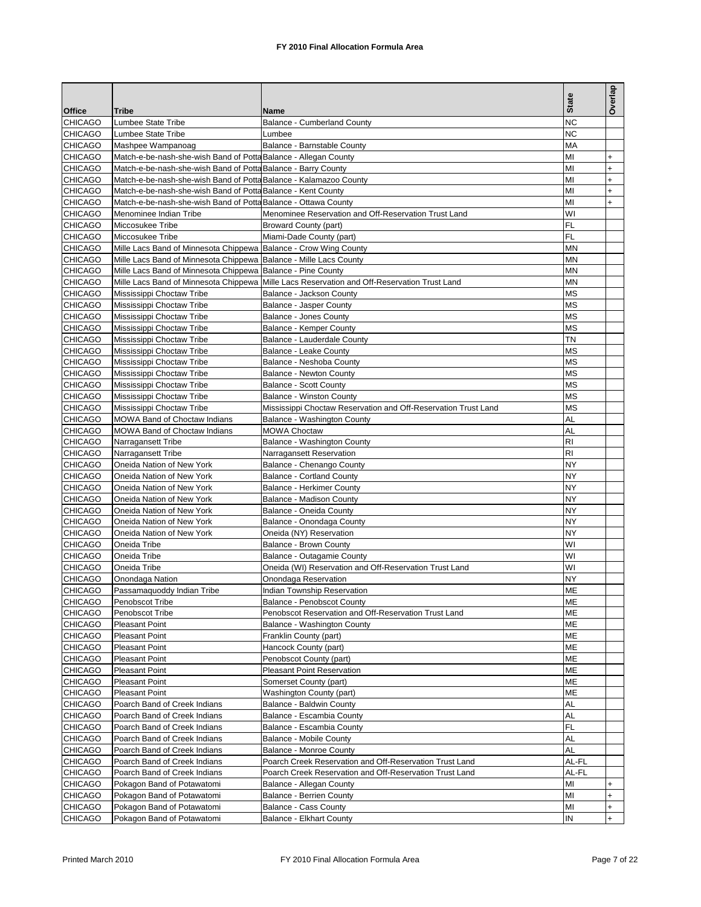# FY 2010 Final Allocation Formula Area

| Office | Tribe | Name | State | Overlap |
|---|---|---|---|---|
| CHICAGO | Lumbee State Tribe | Balance - Cumberland County | NC | |
| CHICAGO | Lumbee State Tribe | Lumbee | NC | |
| CHICAGO | Mashpee Wampanoag | Balance - Barnstable County | MA | |
| CHICAGO | Match-e-be-nash-she-wish Band of Potta | Balance - Allegan County | MI | + |
| CHICAGO | Match-e-be-nash-she-wish Band of Potta | Balance - Barry County | MI | + |
| CHICAGO | Match-e-be-nash-she-wish Band of Potta | Balance - Kalamazoo County | MI | + |
| CHICAGO | Match-e-be-nash-she-wish Band of Potta | Balance - Kent County | MI | + |
| CHICAGO | Match-e-be-nash-she-wish Band of Potta | Balance - Ottawa County | MI | + |
| CHICAGO | Menominee Indian Tribe | Menominee Reservation and Off-Reservation Trust Land | WI | |
| CHICAGO | Miccosukee Tribe | Broward County (part) | FL | |
| CHICAGO | Miccosukee Tribe | Miami-Dade County (part) | FL | |
| CHICAGO | Mille Lacs Band of Minnesota Chippewa | Balance - Crow Wing County | MN | |
| CHICAGO | Mille Lacs Band of Minnesota Chippewa | Balance - Mille Lacs County | MN | |
| CHICAGO | Mille Lacs Band of Minnesota Chippewa | Balance - Pine County | MN | |
| CHICAGO | Mille Lacs Band of Minnesota Chippewa | Mille Lacs Reservation and Off-Reservation Trust Land | MN | |
| CHICAGO | Mississippi Choctaw Tribe | Balance - Jackson County | MS | |
| CHICAGO | Mississippi Choctaw Tribe | Balance - Jasper County | MS | |
| CHICAGO | Mississippi Choctaw Tribe | Balance - Jones County | MS | |
| CHICAGO | Mississippi Choctaw Tribe | Balance - Kemper County | MS | |
| CHICAGO | Mississippi Choctaw Tribe | Balance - Lauderdale County | TN | |
| CHICAGO | Mississippi Choctaw Tribe | Balance - Leake County | MS | |
| CHICAGO | Mississippi Choctaw Tribe | Balance - Neshoba County | MS | |
| CHICAGO | Mississippi Choctaw Tribe | Balance - Newton County | MS | |
| CHICAGO | Mississippi Choctaw Tribe | Balance - Scott County | MS | |
| CHICAGO | Mississippi Choctaw Tribe | Balance - Winston County | MS | |
| CHICAGO | Mississippi Choctaw Tribe | Mississippi Choctaw Reservation and Off-Reservation Trust Land | MS | |
| CHICAGO | MOWA Band of Choctaw Indians | Balance - Washington County | AL | |
| CHICAGO | MOWA Band of Choctaw Indians | MOWA Choctaw | AL | |
| CHICAGO | Narragansett Tribe | Balance - Washington County | RI | |
| CHICAGO | Narragansett Tribe | Narragansett Reservation | RI | |
| CHICAGO | Oneida Nation of New York | Balance - Chenango County | NY | |
| CHICAGO | Oneida Nation of New York | Balance - Cortland County | NY | |
| CHICAGO | Oneida Nation of New York | Balance - Herkimer County | NY | |
| CHICAGO | Oneida Nation of New York | Balance - Madison County | NY | |
| CHICAGO | Oneida Nation of New York | Balance - Oneida County | NY | |
| CHICAGO | Oneida Nation of New York | Balance - Onondaga County | NY | |
| CHICAGO | Oneida Nation of New York | Oneida (NY) Reservation | NY | |
| CHICAGO | Oneida Tribe | Balance - Brown County | WI | |
| CHICAGO | Oneida Tribe | Balance - Outagamie County | WI | |
| CHICAGO | Oneida Tribe | Oneida (WI) Reservation and Off-Reservation Trust Land | WI | |
| CHICAGO | Onondaga Nation | Onondaga Reservation | NY | |
| CHICAGO | Passamaquoddy Indian Tribe | Indian Township Reservation | ME | |
| CHICAGO | Penobscot Tribe | Balance - Penobscot County | ME | |
| CHICAGO | Penobscot Tribe | Penobscot Reservation and Off-Reservation Trust Land | ME | |
| CHICAGO | Pleasant Point | Balance - Washington County | ME | |
| CHICAGO | Pleasant Point | Franklin County (part) | ME | |
| CHICAGO | Pleasant Point | Hancock County (part) | ME | |
| CHICAGO | Pleasant Point | Penobscot County (part) | ME | |
| CHICAGO | Pleasant Point | Pleasant Point Reservation | ME | |
| CHICAGO | Pleasant Point | Somerset County (part) | ME | |
| CHICAGO | Pleasant Point | Washington County (part) | ME | |
| CHICAGO | Poarch Band of Creek Indians | Balance - Baldwin County | AL | |
| CHICAGO | Poarch Band of Creek Indians | Balance - Escambia County | AL | |
| CHICAGO | Poarch Band of Creek Indians | Balance - Escambia County | FL | |
| CHICAGO | Poarch Band of Creek Indians | Balance - Mobile County | AL | |
| CHICAGO | Poarch Band of Creek Indians | Balance - Monroe County | AL | |
| CHICAGO | Poarch Band of Creek Indians | Poarch Creek Reservation and Off-Reservation Trust Land | AL-FL | |
| CHICAGO | Poarch Band of Creek Indians | Poarch Creek Reservation and Off-Reservation Trust Land | AL-FL | |
| CHICAGO | Pokagon Band of Potawatomi | Balance - Allegan County | MI | + |
| CHICAGO | Pokagon Band of Potawatomi | Balance - Berrien County | MI | + |
| CHICAGO | Pokagon Band of Potawatomi | Balance - Cass County | MI | + |
| CHICAGO | Pokagon Band of Potawatomi | Balance - Elkhart County | IN | + |

Printed March 2010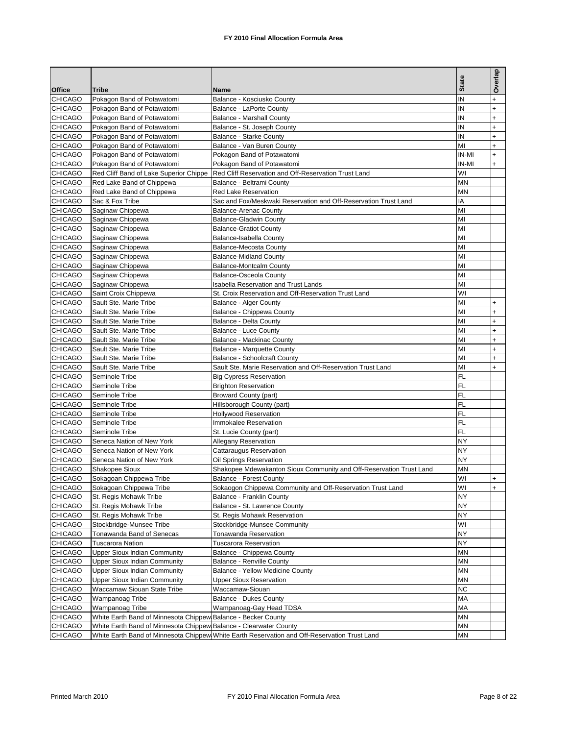# FY 2010 Final Allocation Formula Area

| Office | Tribe | Name | State | Overlap |
|---|---|---|---|---|
| CHICAGO | Pokagon Band of Potawatomi | Balance - Kosciusko County | IN | + |
| CHICAGO | Pokagon Band of Potawatomi | Balance - LaPorte County | IN | + |
| CHICAGO | Pokagon Band of Potawatomi | Balance - Marshall County | IN | + |
| CHICAGO | Pokagon Band of Potawatomi | Balance - St. Joseph County | IN | + |
| CHICAGO | Pokagon Band of Potawatomi | Balance - Starke County | IN | + |
| CHICAGO | Pokagon Band of Potawatomi | Balance - Van Buren County | MI | + |
| CHICAGO | Pokagon Band of Potawatomi | Pokagon Band of Potawatomi | IN-MI | + |
| CHICAGO | Pokagon Band of Potawatomi | Pokagon Band of Potawatomi | IN-MI | + |
| CHICAGO | Red Cliff Band of Lake Superior Chippe | Red Cliff Reservation and Off-Reservation Trust Land | WI | |
| CHICAGO | Red Lake Band of Chippewa | Balance - Beltrami County | MN | |
| CHICAGO | Red Lake Band of Chippewa | Red Lake Reservation | MN | |
| CHICAGO | Sac & Fox Tribe | Sac and Fox/Meskwaki Reservation and Off-Reservation Trust Land | IA | |
| CHICAGO | Saginaw Chippewa | Balance-Arenac County | MI | |
| CHICAGO | Saginaw Chippewa | Balance-Gladwin County | MI | |
| CHICAGO | Saginaw Chippewa | Balance-Gratiot County | MI | |
| CHICAGO | Saginaw Chippewa | Balance-Isabella County | MI | |
| CHICAGO | Saginaw Chippewa | Balance-Mecosta County | MI | |
| CHICAGO | Saginaw Chippewa | Balance-Midland County | MI | |
| CHICAGO | Saginaw Chippewa | Balance-Montcalm County | MI | |
| CHICAGO | Saginaw Chippewa | Balance-Osceola County | MI | |
| CHICAGO | Saginaw Chippewa | Isabella Reservation and Trust Lands | MI | |
| CHICAGO | Saint Croix Chippewa | St. Croix Reservation and Off-Reservation Trust Land | WI | |
| CHICAGO | Sault Ste. Marie Tribe | Balance - Alger County | MI | + |
| CHICAGO | Sault Ste. Marie Tribe | Balance - Chippewa County | MI | + |
| CHICAGO | Sault Ste. Marie Tribe | Balance - Delta County | MI | + |
| CHICAGO | Sault Ste. Marie Tribe | Balance - Luce County | MI | + |
| CHICAGO | Sault Ste. Marie Tribe | Balance - Mackinac County | MI | + |
| CHICAGO | Sault Ste. Marie Tribe | Balance - Marquette County | MI | + |
| CHICAGO | Sault Ste. Marie Tribe | Balance - Schoolcraft County | MI | + |
| CHICAGO | Sault Ste. Marie Tribe | Sault Ste. Marie Reservation and Off-Reservation Trust Land | MI | + |
| CHICAGO | Seminole Tribe | Big Cypress Reservation | FL | |
| CHICAGO | Seminole Tribe | Brighton Reservation | FL | |
| CHICAGO | Seminole Tribe | Broward County (part) | FL | |
| CHICAGO | Seminole Tribe | Hillsborough County (part) | FL | |
| CHICAGO | Seminole Tribe | Hollywood Reservation | FL | |
| CHICAGO | Seminole Tribe | Immokalee Reservation | FL | |
| CHICAGO | Seminole Tribe | St. Lucie County (part) | FL | |
| CHICAGO | Seneca Nation of New York | Allegany Reservation | NY | |
| CHICAGO | Seneca Nation of New York | Cattaraugus Reservation | NY | |
| CHICAGO | Seneca Nation of New York | Oil Springs Reservation | NY | |
| CHICAGO | Shakopee Sioux | Shakopee Mdewakanton Sioux Community and Off-Reservation Trust Land | MN | |
| CHICAGO | Sokagoan Chippewa Tribe | Balance - Forest County | WI | + |
| CHICAGO | Sokagoan Chippewa Tribe | Sokaogon Chippewa Community and Off-Reservation Trust Land | WI | + |
| CHICAGO | St. Regis Mohawk Tribe | Balance - Franklin County | NY | |
| CHICAGO | St. Regis Mohawk Tribe | Balance - St. Lawrence County | NY | |
| CHICAGO | St. Regis Mohawk Tribe | St. Regis Mohawk Reservation | NY | |
| CHICAGO | Stockbridge-Munsee Tribe | Stockbridge-Munsee Community | WI | |
| CHICAGO | Tonawanda Band of Senecas | Tonawanda Reservation | NY | |
| CHICAGO | Tuscarora Nation | Tuscarora Reservation | NY | |
| CHICAGO | Upper Sioux Indian Community | Balance - Chippewa County | MN | |
| CHICAGO | Upper Sioux Indian Community | Balance - Renville County | MN | |
| CHICAGO | Upper Sioux Indian Community | Balance - Yellow Medicine County | MN | |
| CHICAGO | Upper Sioux Indian Community | Upper Sioux Reservation | MN | |
| CHICAGO | Waccamaw Siouan State Tribe | Waccamaw-Siouan | NC | |
| CHICAGO | Wampanoag Tribe | Balance - Dukes County | MA | |
| CHICAGO | Wampanoag Tribe | Wampanoag-Gay Head TDSA | MA | |
| CHICAGO | White Earth Band of Minnesota Chippew | Balance - Becker County | MN | |
| CHICAGO | White Earth Band of Minnesota Chippew | Balance - Clearwater County | MN | |
| CHICAGO | White Earth Band of Minnesota Chippew | White Earth Reservation and Off-Reservation Trust Land | MN | |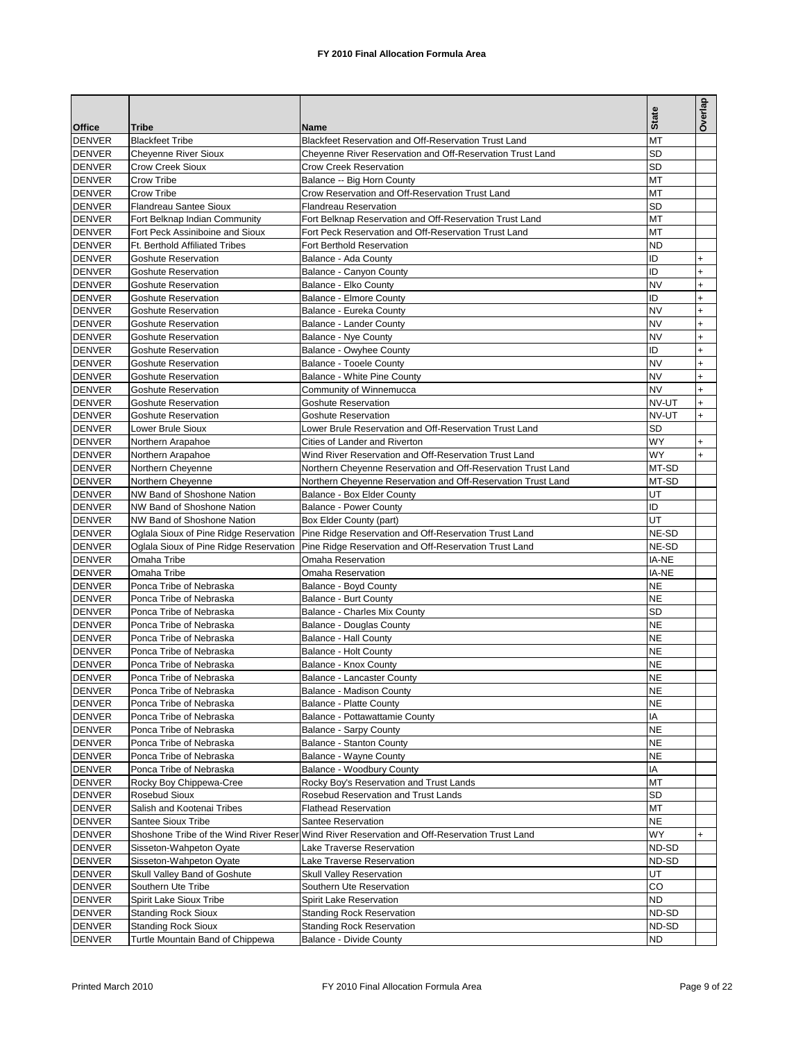# FY 2010 Final Allocation Formula Area

| Office | Tribe | Name | State | Overlap |
|---|---|---|---|---|
| DENVER | Blackfeet Tribe | Blackfeet Reservation and Off-Reservation Trust Land | MT | |
| DENVER | Cheyenne River Sioux | Cheyenne River Reservation and Off-Reservation Trust Land | SD | |
| DENVER | Crow Creek Sioux | Crow Creek Reservation | SD | |
| DENVER | Crow Tribe | Balance -- Big Horn County | MT | |
| DENVER | Crow Tribe | Crow Reservation and Off-Reservation Trust Land | MT | |
| DENVER | Flandreau Santee Sioux | Flandreau Reservation | SD | |
| DENVER | Fort Belknap Indian Community | Fort Belknap Reservation and Off-Reservation Trust Land | MT | |
| DENVER | Fort Peck Assiniboine and Sioux | Fort Peck Reservation and Off-Reservation Trust Land | MT | |
| DENVER | Ft. Berthold Affiliated Tribes | Fort Berthold Reservation | ND | |
| DENVER | Goshute Reservation | Balance - Ada County | ID | + |
| DENVER | Goshute Reservation | Balance - Canyon County | ID | + |
| DENVER | Goshute Reservation | Balance - Elko County | NV | + |
| DENVER | Goshute Reservation | Balance - Elmore County | ID | + |
| DENVER | Goshute Reservation | Balance - Eureka County | NV | + |
| DENVER | Goshute Reservation | Balance - Lander County | NV | + |
| DENVER | Goshute Reservation | Balance - Nye County | NV | + |
| DENVER | Goshute Reservation | Balance - Owyhee County | ID | + |
| DENVER | Goshute Reservation | Balance - Tooele County | NV | + |
| DENVER | Goshute Reservation | Balance - White Pine County | NV | + |
| DENVER | Goshute Reservation | Community of Winnemucca | NV | + |
| DENVER | Goshute Reservation | Goshute Reservation | NV-UT | + |
| DENVER | Goshute Reservation | Goshute Reservation | NV-UT | + |
| DENVER | Lower Brule Sioux | Lower Brule Reservation and Off-Reservation Trust Land | SD | |
| DENVER | Northern Arapahoe | Cities of Lander and Riverton | WY | + |
| DENVER | Northern Arapahoe | Wind River Reservation and Off-Reservation Trust Land | WY | + |
| DENVER | Northern Cheyenne | Northern Cheyenne Reservation and Off-Reservation Trust Land | MT-SD | |
| DENVER | Northern Cheyenne | Northern Cheyenne Reservation and Off-Reservation Trust Land | MT-SD | |
| DENVER | NW Band of Shoshone Nation | Balance - Box Elder County | UT | |
| DENVER | NW Band of Shoshone Nation | Balance - Power County | ID | |
| DENVER | NW Band of Shoshone Nation | Box Elder County (part) | UT | |
| DENVER | Oglala Sioux of Pine Ridge Reservation | Pine Ridge Reservation and Off-Reservation Trust Land | NE-SD | |
| DENVER | Oglala Sioux of Pine Ridge Reservation | Pine Ridge Reservation and Off-Reservation Trust Land | NE-SD | |
| DENVER | Omaha Tribe | Omaha Reservation | IA-NE | |
| DENVER | Omaha Tribe | Omaha Reservation | IA-NE | |
| DENVER | Ponca Tribe of Nebraska | Balance - Boyd County | NE | |
| DENVER | Ponca Tribe of Nebraska | Balance - Burt County | NE | |
| DENVER | Ponca Tribe of Nebraska | Balance - Charles Mix County | SD | |
| DENVER | Ponca Tribe of Nebraska | Balance - Douglas County | NE | |
| DENVER | Ponca Tribe of Nebraska | Balance - Hall County | NE | |
| DENVER | Ponca Tribe of Nebraska | Balance - Holt County | NE | |
| DENVER | Ponca Tribe of Nebraska | Balance - Knox County | NE | |
| DENVER | Ponca Tribe of Nebraska | Balance - Lancaster County | NE | |
| DENVER | Ponca Tribe of Nebraska | Balance - Madison County | NE | |
| DENVER | Ponca Tribe of Nebraska | Balance - Platte County | NE | |
| DENVER | Ponca Tribe of Nebraska | Balance - Pottawattamie County | IA | |
| DENVER | Ponca Tribe of Nebraska | Balance - Sarpy County | NE | |
| DENVER | Ponca Tribe of Nebraska | Balance - Stanton County | NE | |
| DENVER | Ponca Tribe of Nebraska | Balance - Wayne County | NE | |
| DENVER | Ponca Tribe of Nebraska | Balance - Woodbury County | IA | |
| DENVER | Rocky Boy Chippewa-Cree | Rocky Boy's Reservation and Trust Lands | MT | |
| DENVER | Rosebud Sioux | Rosebud Reservation and Trust Lands | SD | |
| DENVER | Salish and Kootenai Tribes | Flathead Reservation | MT | |
| DENVER | Santee Sioux Tribe | Santee Reservation | NE | |
| DENVER | Shoshone Tribe of the Wind River Reser | Wind River Reservation and Off-Reservation Trust Land | WY | + |
| DENVER | Sisseton-Wahpeton Oyate | Lake Traverse Reservation | ND-SD | |
| DENVER | Sisseton-Wahpeton Oyate | Lake Traverse Reservation | ND-SD | |
| DENVER | Skull Valley Band of Goshute | Skull Valley Reservation | UT | |
| DENVER | Southern Ute Tribe | Southern Ute Reservation | CO | |
| DENVER | Spirit Lake Sioux Tribe | Spirit Lake Reservation | ND | |
| DENVER | Standing Rock Sioux | Standing Rock Reservation | ND-SD | |
| DENVER | Standing Rock Sioux | Standing Rock Reservation | ND-SD | |
| DENVER | Turtle Mountain Band of Chippewa | Balance - Divide County | ND | |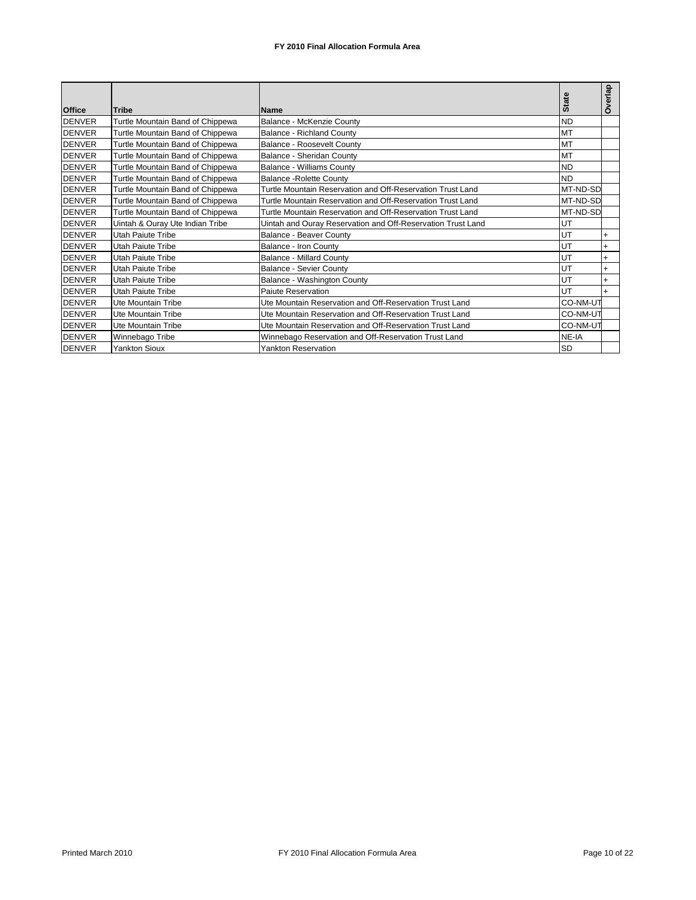**FY 2010 Final Allocation Formula Area**

| Office | Tribe | Name | State | Overlap |
|---|---|---|---|---|
| DENVER | Turtle Mountain Band of Chippewa | Balance - McKenzie County | ND | |
| DENVER | Turtle Mountain Band of Chippewa | Balance - Richland County | MT | |
| DENVER | Turtle Mountain Band of Chippewa | Balance - Roosevelt County | MT | |
| DENVER | Turtle Mountain Band of Chippewa | Balance - Sheridan County | MT | |
| DENVER | Turtle Mountain Band of Chippewa | Balance - Williams County | ND | |
| DENVER | Turtle Mountain Band of Chippewa | Balance -Rolette County | ND | |
| DENVER | Turtle Mountain Band of Chippewa | Turtle Mountain Reservation and Off-Reservation Trust Land | MT-ND-SD | |
| DENVER | Turtle Mountain Band of Chippewa | Turtle Mountain Reservation and Off-Reservation Trust Land | MT-ND-SD | |
| DENVER | Turtle Mountain Band of Chippewa | Turtle Mountain Reservation and Off-Reservation Trust Land | MT-ND-SD | |
| DENVER | Uintah & Ouray Ute Indian Tribe | Uintah and Ouray Reservation and Off-Reservation Trust Land | UT | |
| DENVER | Utah Paiute Tribe | Balance - Beaver County | UT | + |
| DENVER | Utah Paiute Tribe | Balance - Iron County | UT | + |
| DENVER | Utah Paiute Tribe | Balance - Millard County | UT | + |
| DENVER | Utah Paiute Tribe | Balance - Sevier County | UT | + |
| DENVER | Utah Paiute Tribe | Balance - Washington County | UT | + |
| DENVER | Utah Paiute Tribe | Paiute Reservation | UT | + |
| DENVER | Ute Mountain Tribe | Ute Mountain Reservation and Off-Reservation Trust Land | CO-NM-UT | |
| DENVER | Ute Mountain Tribe | Ute Mountain Reservation and Off-Reservation Trust Land | CO-NM-UT | |
| DENVER | Ute Mountain Tribe | Ute Mountain Reservation and Off-Reservation Trust Land | CO-NM-UT | |
| DENVER | Winnebago Tribe | Winnebago Reservation and Off-Reservation Trust Land | NE-IA | |
| DENVER | Yankton Sioux | Yankton Reservation | SD | |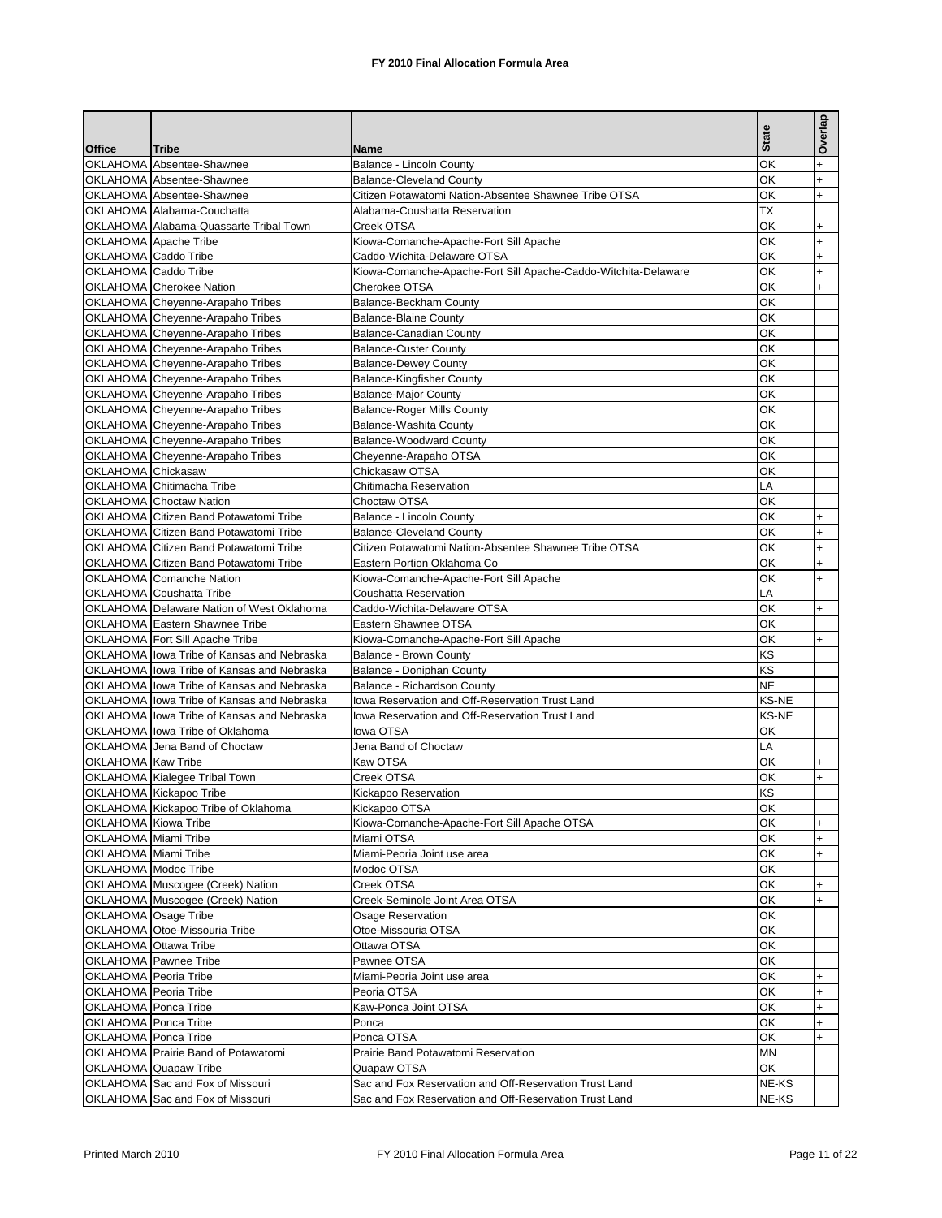# FY 2010 Final Allocation Formula Area

| Office | Tribe | Name | State | Overlap |
|---|---|---|---|---|
| OKLAHOMA | Absentee-Shawnee | Balance - Lincoln County | OK | + |
| OKLAHOMA | Absentee-Shawnee | Balance-Cleveland County | OK | + |
| OKLAHOMA | Absentee-Shawnee | Citizen Potawatomi Nation-Absentee Shawnee Tribe OTSA | OK | + |
| OKLAHOMA | Alabama-Couchatta | Alabama-Coushatta Reservation | TX | |
| OKLAHOMA | Alabama-Quassarte Tribal Town | Creek OTSA | OK | + |
| OKLAHOMA | Apache Tribe | Kiowa-Comanche-Apache-Fort Sill Apache | OK | + |
| OKLAHOMA | Caddo Tribe | Caddo-Wichita-Delaware OTSA | OK | + |
| OKLAHOMA | Caddo Tribe | Kiowa-Comanche-Apache-Fort Sill Apache-Caddo-Witchita-Delaware | OK | + |
| OKLAHOMA | Cherokee Nation | Cherokee OTSA | OK | + |
| OKLAHOMA | Cheyenne-Arapaho Tribes | Balance-Beckham County | OK | |
| OKLAHOMA | Cheyenne-Arapaho Tribes | Balance-Blaine County | OK | |
| OKLAHOMA | Cheyenne-Arapaho Tribes | Balance-Canadian County | OK | |
| OKLAHOMA | Cheyenne-Arapaho Tribes | Balance-Custer County | OK | |
| OKLAHOMA | Cheyenne-Arapaho Tribes | Balance-Dewey County | OK | |
| OKLAHOMA | Cheyenne-Arapaho Tribes | Balance-Kingfisher County | OK | |
| OKLAHOMA | Cheyenne-Arapaho Tribes | Balance-Major County | OK | |
| OKLAHOMA | Cheyenne-Arapaho Tribes | Balance-Roger Mills County | OK | |
| OKLAHOMA | Cheyenne-Arapaho Tribes | Balance-Washita County | OK | |
| OKLAHOMA | Cheyenne-Arapaho Tribes | Balance-Woodward County | OK | |
| OKLAHOMA | Cheyenne-Arapaho Tribes | Cheyenne-Arapaho OTSA | OK | |
| OKLAHOMA | Chickasaw | Chickasaw OTSA | OK | |
| OKLAHOMA | Chitimacha Tribe | Chitimacha Reservation | LA | |
| OKLAHOMA | Choctaw Nation | Choctaw OTSA | OK | |
| OKLAHOMA | Citizen Band Potawatomi Tribe | Balance - Lincoln County | OK | + |
| OKLAHOMA | Citizen Band Potawatomi Tribe | Balance-Cleveland County | OK | + |
| OKLAHOMA | Citizen Band Potawatomi Tribe | Citizen Potawatomi Nation-Absentee Shawnee Tribe OTSA | OK | + |
| OKLAHOMA | Citizen Band Potawatomi Tribe | Eastern Portion Oklahoma Co | OK | + |
| OKLAHOMA | Comanche Nation | Kiowa-Comanche-Apache-Fort Sill Apache | OK | + |
| OKLAHOMA | Coushatta Tribe | Coushatta Reservation | LA | |
| OKLAHOMA | Delaware Nation of West Oklahoma | Caddo-Wichita-Delaware OTSA | OK | + |
| OKLAHOMA | Eastern Shawnee Tribe | Eastern Shawnee OTSA | OK | |
| OKLAHOMA | Fort Sill Apache Tribe | Kiowa-Comanche-Apache-Fort Sill Apache | OK | + |
| OKLAHOMA | Iowa Tribe of Kansas and Nebraska | Balance - Brown County | KS | |
| OKLAHOMA | Iowa Tribe of Kansas and Nebraska | Balance - Doniphan County | KS | |
| OKLAHOMA | Iowa Tribe of Kansas and Nebraska | Balance - Richardson County | NE | |
| OKLAHOMA | Iowa Tribe of Kansas and Nebraska | Iowa Reservation and Off-Reservation Trust Land | KS-NE | |
| OKLAHOMA | Iowa Tribe of Kansas and Nebraska | Iowa Reservation and Off-Reservation Trust Land | KS-NE | |
| OKLAHOMA | Iowa Tribe of Oklahoma | Iowa OTSA | OK | |
| OKLAHOMA | Jena Band of Choctaw | Jena Band of Choctaw | LA | |
| OKLAHOMA | Kaw Tribe | Kaw OTSA | OK | + |
| OKLAHOMA | Kialegee Tribal Town | Creek OTSA | OK | + |
| OKLAHOMA | Kickapoo Tribe | Kickapoo Reservation | KS | |
| OKLAHOMA | Kickapoo Tribe of Oklahoma | Kickapoo OTSA | OK | |
| OKLAHOMA | Kiowa Tribe | Kiowa-Comanche-Apache-Fort Sill Apache OTSA | OK | + |
| OKLAHOMA | Miami Tribe | Miami OTSA | OK | + |
| OKLAHOMA | Miami Tribe | Miami-Peoria Joint use area | OK | + |
| OKLAHOMA | Modoc Tribe | Modoc OTSA | OK | |
| OKLAHOMA | Muscogee (Creek) Nation | Creek OTSA | OK | + |
| OKLAHOMA | Muscogee (Creek) Nation | Creek-Seminole Joint Area OTSA | OK | + |
| OKLAHOMA | Osage Tribe | Osage Reservation | OK | |
| OKLAHOMA | Otoe-Missouria Tribe | Otoe-Missouria OTSA | OK | |
| OKLAHOMA | Ottawa Tribe | Ottawa OTSA | OK | |
| OKLAHOMA | Pawnee Tribe | Pawnee OTSA | OK | |
| OKLAHOMA | Peoria Tribe | Miami-Peoria Joint use area | OK | + |
| OKLAHOMA | Peoria Tribe | Peoria OTSA | OK | + |
| OKLAHOMA | Ponca Tribe | Kaw-Ponca Joint OTSA | OK | + |
| OKLAHOMA | Ponca Tribe | Ponca | OK | + |
| OKLAHOMA | Ponca Tribe | Ponca OTSA | OK | + |
| OKLAHOMA | Prairie Band of Potawatomi | Prairie Band Potawatomi Reservation | MN | |
| OKLAHOMA | Quapaw Tribe | Quapaw OTSA | OK | |
| OKLAHOMA | Sac and Fox of Missouri | Sac and Fox Reservation and Off-Reservation Trust Land | NE-KS | |
| OKLAHOMA | Sac and Fox of Missouri | Sac and Fox Reservation and Off-Reservation Trust Land | NE-KS | |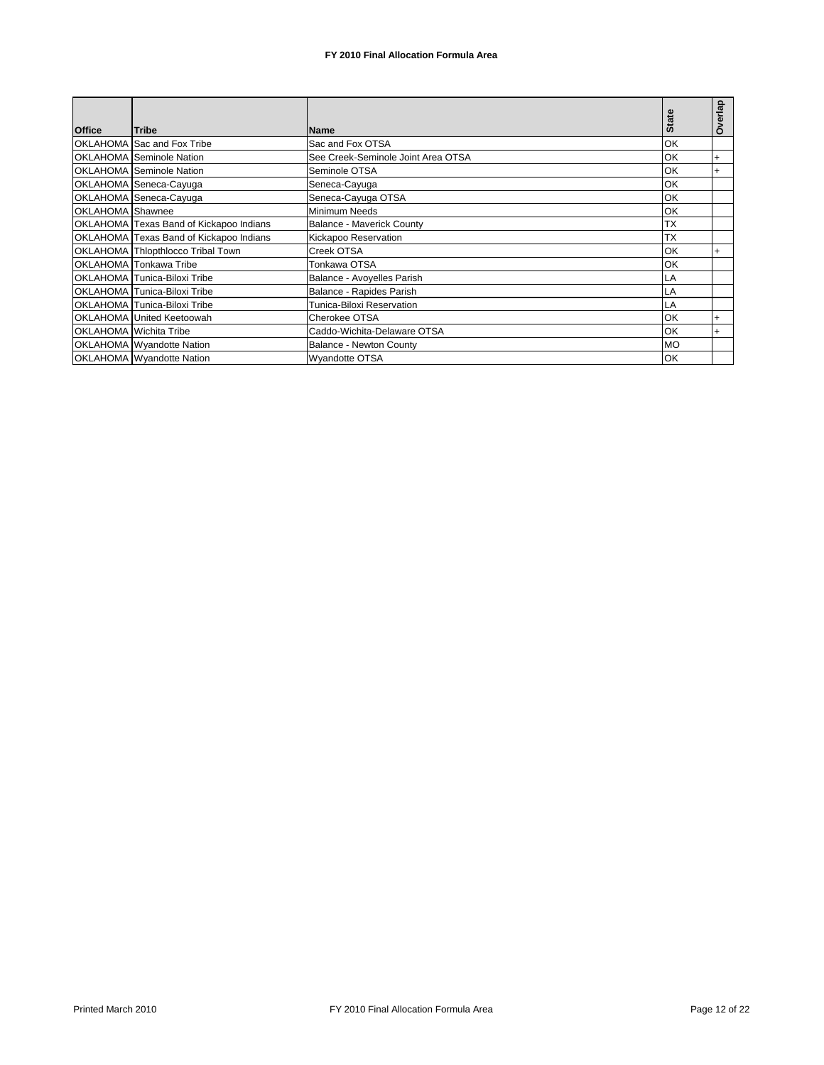**FY 2010 Final Allocation Formula Area**

| Office | Tribe | Name | State | Overlap |
|---|---|---|---|---|
| OKLAHOMA | Sac and Fox Tribe | Sac and Fox OTSA | OK | |
| OKLAHOMA | Seminole Nation | See Creek-Seminole Joint Area OTSA | OK | + |
| OKLAHOMA | Seminole Nation | Seminole OTSA | OK | + |
| OKLAHOMA | Seneca-Cayuga | Seneca-Cayuga | OK | |
| OKLAHOMA | Seneca-Cayuga | Seneca-Cayuga OTSA | OK | |
| OKLAHOMA | Shawnee | Minimum Needs | OK | |
| OKLAHOMA | Texas Band of Kickapoo Indians | Balance - Maverick County | TX | |
| OKLAHOMA | Texas Band of Kickapoo Indians | Kickapoo Reservation | TX | |
| OKLAHOMA | Thlopthlocco Tribal Town | Creek OTSA | OK | + |
| OKLAHOMA | Tonkawa Tribe | Tonkawa OTSA | OK | |
| OKLAHOMA | Tunica-Biloxi Tribe | Balance - Avoyelles Parish | LA | |
| OKLAHOMA | Tunica-Biloxi Tribe | Balance - Rapides Parish | LA | |
| OKLAHOMA | Tunica-Biloxi Tribe | Tunica-Biloxi Reservation | LA | |
| OKLAHOMA | United Keetoowah | Cherokee OTSA | OK | + |
| OKLAHOMA | Wichita Tribe | Caddo-Wichita-Delaware OTSA | OK | + |
| OKLAHOMA | Wyandotte Nation | Balance - Newton County | MO | |
| OKLAHOMA | Wyandotte Nation | Wyandotte OTSA | OK | |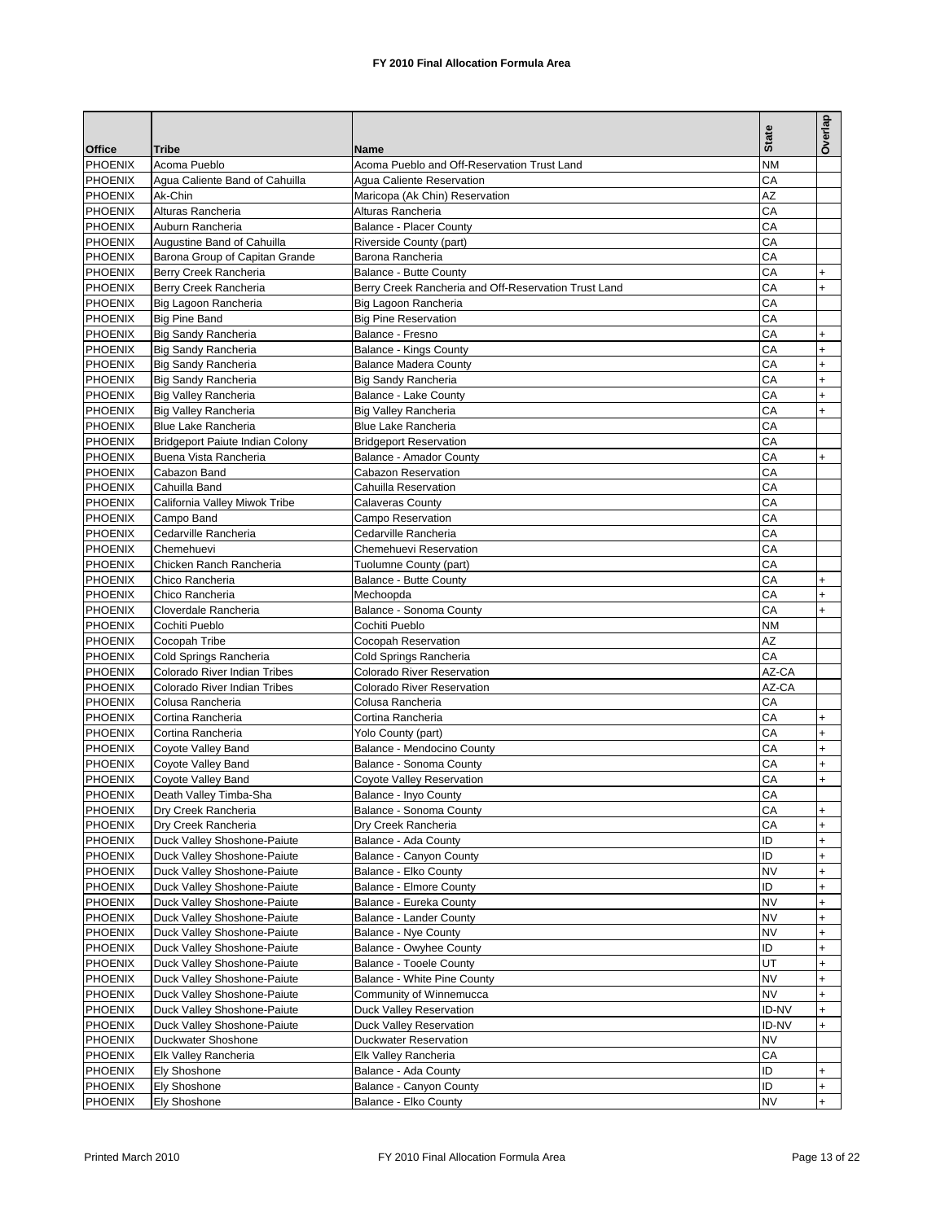# FY 2010 Final Allocation Formula Area

| Office | Tribe | Name | State | Overlap |
|---|---|---|---|---|
| PHOENIX | Acoma Pueblo | Acoma Pueblo and Off-Reservation Trust Land | NM | |
| PHOENIX | Agua Caliente Band of Cahuilla | Agua Caliente Reservation | CA | |
| PHOENIX | Ak-Chin | Maricopa (Ak Chin) Reservation | AZ | |
| PHOENIX | Alturas Rancheria | Alturas Rancheria | CA | |
| PHOENIX | Auburn Rancheria | Balance - Placer County | CA | |
| PHOENIX | Augustine Band of Cahuilla | Riverside County (part) | CA | |
| PHOENIX | Barona Group of Capitan Grande | Barona Rancheria | CA | |
| PHOENIX | Berry Creek Rancheria | Balance - Butte County | CA | + |
| PHOENIX | Berry Creek Rancheria | Berry Creek Rancheria and Off-Reservation Trust Land | CA | + |
| PHOENIX | Big Lagoon Rancheria | Big Lagoon Rancheria | CA | |
| PHOENIX | Big Pine Band | Big Pine Reservation | CA | |
| PHOENIX | Big Sandy Rancheria | Balance - Fresno | CA | + |
| PHOENIX | Big Sandy Rancheria | Balance - Kings County | CA | + |
| PHOENIX | Big Sandy Rancheria | Balance Madera County | CA | + |
| PHOENIX | Big Sandy Rancheria | Big Sandy Rancheria | CA | + |
| PHOENIX | Big Valley Rancheria | Balance - Lake County | CA | + |
| PHOENIX | Big Valley Rancheria | Big Valley Rancheria | CA | + |
| PHOENIX | Blue Lake Rancheria | Blue Lake Rancheria | CA | |
| PHOENIX | Bridgeport Paiute Indian Colony | Bridgeport Reservation | CA | |
| PHOENIX | Buena Vista Rancheria | Balance - Amador County | CA | + |
| PHOENIX | Cabazon Band | Cabazon Reservation | CA | |
| PHOENIX | Cahuilla Band | Cahuilla Reservation | CA | |
| PHOENIX | California Valley Miwok Tribe | Calaveras County | CA | |
| PHOENIX | Campo Band | Campo Reservation | CA | |
| PHOENIX | Cedarville Rancheria | Cedarville Rancheria | CA | |
| PHOENIX | Chemehuevi | Chemehuevi Reservation | CA | |
| PHOENIX | Chicken Ranch Rancheria | Tuolumne County (part) | CA | |
| PHOENIX | Chico Rancheria | Balance - Butte County | CA | + |
| PHOENIX | Chico Rancheria | Mechoopda | CA | + |
| PHOENIX | Cloverdale Rancheria | Balance - Sonoma County | CA | + |
| PHOENIX | Cochiti Pueblo | Cochiti Pueblo | NM | |
| PHOENIX | Cocopah Tribe | Cocopah Reservation | AZ | |
| PHOENIX | Cold Springs Rancheria | Cold Springs Rancheria | CA | |
| PHOENIX | Colorado River Indian Tribes | Colorado River Reservation | AZ-CA | |
| PHOENIX | Colorado River Indian Tribes | Colorado River Reservation | AZ-CA | |
| PHOENIX | Colusa Rancheria | Colusa Rancheria | CA | |
| PHOENIX | Cortina Rancheria | Cortina Rancheria | CA | + |
| PHOENIX | Cortina Rancheria | Yolo County (part) | CA | + |
| PHOENIX | Coyote Valley Band | Balance - Mendocino County | CA | + |
| PHOENIX | Coyote Valley Band | Balance - Sonoma County | CA | + |
| PHOENIX | Coyote Valley Band | Coyote Valley Reservation | CA | + |
| PHOENIX | Death Valley Timba-Sha | Balance - Inyo County | CA | |
| PHOENIX | Dry Creek Rancheria | Balance - Sonoma County | CA | + |
| PHOENIX | Dry Creek Rancheria | Dry Creek Rancheria | CA | + |
| PHOENIX | Duck Valley Shoshone-Paiute | Balance - Ada County | ID | + |
| PHOENIX | Duck Valley Shoshone-Paiute | Balance - Canyon County | ID | + |
| PHOENIX | Duck Valley Shoshone-Paiute | Balance - Elko County | NV | + |
| PHOENIX | Duck Valley Shoshone-Paiute | Balance - Elmore County | ID | + |
| PHOENIX | Duck Valley Shoshone-Paiute | Balance - Eureka County | NV | + |
| PHOENIX | Duck Valley Shoshone-Paiute | Balance - Lander County | NV | + |
| PHOENIX | Duck Valley Shoshone-Paiute | Balance - Nye County | NV | + |
| PHOENIX | Duck Valley Shoshone-Paiute | Balance - Owyhee County | ID | + |
| PHOENIX | Duck Valley Shoshone-Paiute | Balance - Tooele County | UT | + |
| PHOENIX | Duck Valley Shoshone-Paiute | Balance - White Pine County | NV | + |
| PHOENIX | Duck Valley Shoshone-Paiute | Community of Winnemucca | NV | + |
| PHOENIX | Duck Valley Shoshone-Paiute | Duck Valley Reservation | ID-NV | + |
| PHOENIX | Duck Valley Shoshone-Paiute | Duck Valley Reservation | ID-NV | + |
| PHOENIX | Duckwater Shoshone | Duckwater Reservation | NV | |
| PHOENIX | Elk Valley Rancheria | Elk Valley Rancheria | CA | |
| PHOENIX | Ely Shoshone | Balance - Ada County | ID | + |
| PHOENIX | Ely Shoshone | Balance - Canyon County | ID | + |
| PHOENIX | Ely Shoshone | Balance - Elko County | NV | + |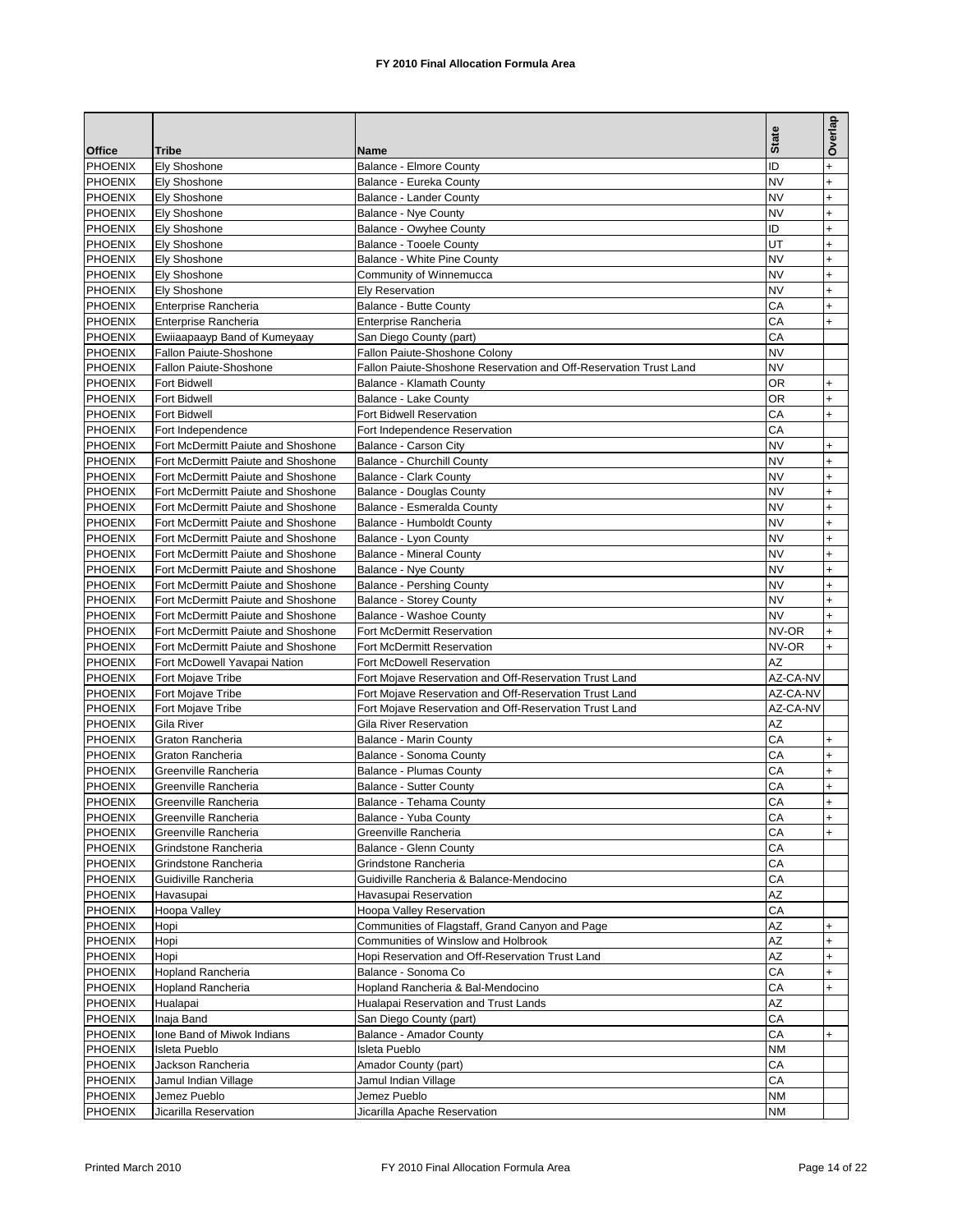**FY 2010 Final Allocation Formula Area**

| Office | Tribe | Name | State | Overlap |
|---|---|---|---|---|
| PHOENIX | Ely Shoshone | Balance - Elmore County | ID | + |
| PHOENIX | Ely Shoshone | Balance - Eureka County | NV | + |
| PHOENIX | Ely Shoshone | Balance - Lander County | NV | + |
| PHOENIX | Ely Shoshone | Balance - Nye County | NV | + |
| PHOENIX | Ely Shoshone | Balance - Owyhee County | ID | + |
| PHOENIX | Ely Shoshone | Balance - Tooele County | UT | + |
| PHOENIX | Ely Shoshone | Balance - White Pine County | NV | + |
| PHOENIX | Ely Shoshone | Community of Winnemucca | NV | + |
| PHOENIX | Ely Shoshone | Ely Reservation | NV | + |
| PHOENIX | Enterprise Rancheria | Balance - Butte County | CA | + |
| PHOENIX | Enterprise Rancheria | Enterprise Rancheria | CA | + |
| PHOENIX | Ewiiaapaayp Band of Kumeyaay | San Diego County (part) | CA | |
| PHOENIX | Fallon Paiute-Shoshone | Fallon Paiute-Shoshone Colony | NV | |
| PHOENIX | Fallon Paiute-Shoshone | Fallon Paiute-Shoshone Reservation and Off-Reservation Trust Land | NV | |
| PHOENIX | Fort Bidwell | Balance - Klamath County | OR | + |
| PHOENIX | Fort Bidwell | Balance - Lake County | OR | + |
| PHOENIX | Fort Bidwell | Fort Bidwell Reservation | CA | + |
| PHOENIX | Fort Independence | Fort Independence Reservation | CA | |
| PHOENIX | Fort McDermitt Paiute and Shoshone | Balance - Carson City | NV | + |
| PHOENIX | Fort McDermitt Paiute and Shoshone | Balance - Churchill County | NV | + |
| PHOENIX | Fort McDermitt Paiute and Shoshone | Balance - Clark County | NV | + |
| PHOENIX | Fort McDermitt Paiute and Shoshone | Balance - Douglas County | NV | + |
| PHOENIX | Fort McDermitt Paiute and Shoshone | Balance - Esmeralda County | NV | + |
| PHOENIX | Fort McDermitt Paiute and Shoshone | Balance - Humboldt County | NV | + |
| PHOENIX | Fort McDermitt Paiute and Shoshone | Balance - Lyon County | NV | + |
| PHOENIX | Fort McDermitt Paiute and Shoshone | Balance - Mineral County | NV | + |
| PHOENIX | Fort McDermitt Paiute and Shoshone | Balance - Nye County | NV | + |
| PHOENIX | Fort McDermitt Paiute and Shoshone | Balance - Pershing County | NV | + |
| PHOENIX | Fort McDermitt Paiute and Shoshone | Balance - Storey County | NV | + |
| PHOENIX | Fort McDermitt Paiute and Shoshone | Balance - Washoe County | NV | + |
| PHOENIX | Fort McDermitt Paiute and Shoshone | Fort McDermitt Reservation | NV-OR | + |
| PHOENIX | Fort McDermitt Paiute and Shoshone | Fort McDermitt Reservation | NV-OR | + |
| PHOENIX | Fort McDowell Yavapai Nation | Fort McDowell Reservation | AZ | |
| PHOENIX | Fort Mojave Tribe | Fort Mojave Reservation and Off-Reservation Trust Land | AZ-CA-NV | |
| PHOENIX | Fort Mojave Tribe | Fort Mojave Reservation and Off-Reservation Trust Land | AZ-CA-NV | |
| PHOENIX | Fort Mojave Tribe | Fort Mojave Reservation and Off-Reservation Trust Land | AZ-CA-NV | |
| PHOENIX | Gila River | Gila River Reservation | AZ | |
| PHOENIX | Graton Rancheria | Balance - Marin County | CA | + |
| PHOENIX | Graton Rancheria | Balance - Sonoma County | CA | + |
| PHOENIX | Greenville Rancheria | Balance - Plumas County | CA | + |
| PHOENIX | Greenville Rancheria | Balance - Sutter County | CA | + |
| PHOENIX | Greenville Rancheria | Balance - Tehama County | CA | + |
| PHOENIX | Greenville Rancheria | Balance - Yuba County | CA | + |
| PHOENIX | Greenville Rancheria | Greenville Rancheria | CA | + |
| PHOENIX | Grindstone Rancheria | Balance - Glenn County | CA | |
| PHOENIX | Grindstone Rancheria | Grindstone Rancheria | CA | |
| PHOENIX | Guidiville Rancheria | Guidiville Rancheria & Balance-Mendocino | CA | |
| PHOENIX | Havasupai | Havasupai Reservation | AZ | |
| PHOENIX | Hoopa Valley | Hoopa Valley Reservation | CA | |
| PHOENIX | Hopi | Communities of Flagstaff, Grand Canyon and Page | AZ | + |
| PHOENIX | Hopi | Communities of Winslow and Holbrook | AZ | + |
| PHOENIX | Hopi | Hopi Reservation and Off-Reservation Trust Land | AZ | + |
| PHOENIX | Hopland Rancheria | Balance - Sonoma Co | CA | + |
| PHOENIX | Hopland Rancheria | Hopland Rancheria & Bal-Mendocino | CA | + |
| PHOENIX | Hualapai | Hualapai Reservation and Trust Lands | AZ | |
| PHOENIX | Inaja Band | San Diego County (part) | CA | |
| PHOENIX | Ione Band of Miwok Indians | Balance - Amador County | CA | + |
| PHOENIX | Isleta Pueblo | Isleta Pueblo | NM | |
| PHOENIX | Jackson Rancheria | Amador County (part) | CA | |
| PHOENIX | Jamul Indian Village | Jamul Indian Village | CA | |
| PHOENIX | Jemez Pueblo | Jemez Pueblo | NM | |
| PHOENIX | Jicarilla Reservation | Jicarilla Apache Reservation | NM | |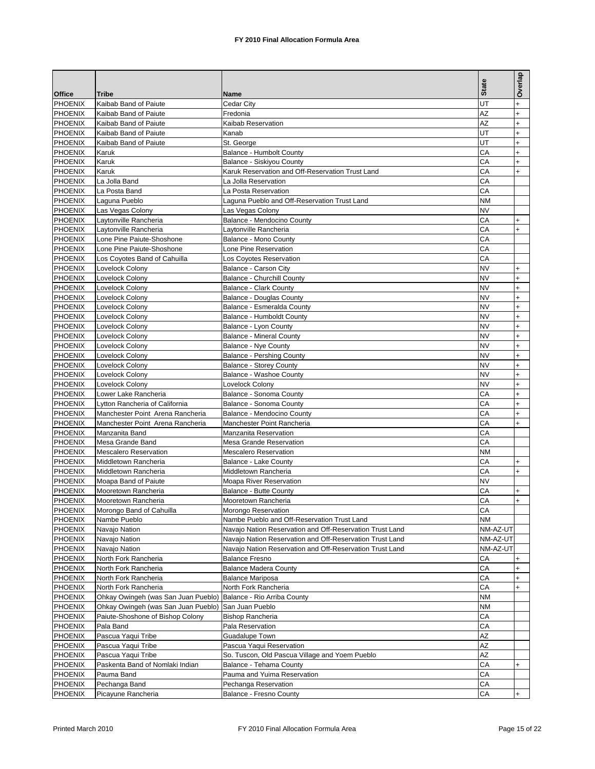# FY 2010 Final Allocation Formula Area

| Office | Tribe | Name | State | Overlap |
|---|---|---|---|---|
| PHOENIX | Kaibab Band of Paiute | Cedar City | UT | + |
| PHOENIX | Kaibab Band of Paiute | Fredonia | AZ | + |
| PHOENIX | Kaibab Band of Paiute | Kaibab Reservation | AZ | + |
| PHOENIX | Kaibab Band of Paiute | Kanab | UT | + |
| PHOENIX | Kaibab Band of Paiute | St. George | UT | + |
| PHOENIX | Karuk | Balance - Humbolt County | CA | + |
| PHOENIX | Karuk | Balance - Siskiyou County | CA | + |
| PHOENIX | Karuk | Karuk Reservation and Off-Reservation Trust Land | CA | + |
| PHOENIX | La Jolla Band | La Jolla Reservation | CA | |
| PHOENIX | La Posta Band | La Posta Reservation | CA | |
| PHOENIX | Laguna Pueblo | Laguna Pueblo and Off-Reservation Trust Land | NM | |
| PHOENIX | Las Vegas Colony | Las Vegas Colony | NV | |
| PHOENIX | Laytonville Rancheria | Balance - Mendocino County | CA | + |
| PHOENIX | Laytonville Rancheria | Laytonville Rancheria | CA | + |
| PHOENIX | Lone Pine Paiute-Shoshone | Balance - Mono County | CA | |
| PHOENIX | Lone Pine Paiute-Shoshone | Lone Pine Reservation | CA | |
| PHOENIX | Los Coyotes Band of Cahuilla | Los Coyotes Reservation | CA | |
| PHOENIX | Lovelock Colony | Balance - Carson City | NV | + |
| PHOENIX | Lovelock Colony | Balance - Churchill County | NV | + |
| PHOENIX | Lovelock Colony | Balance - Clark County | NV | + |
| PHOENIX | Lovelock Colony | Balance - Douglas County | NV | + |
| PHOENIX | Lovelock Colony | Balance - Esmeralda County | NV | + |
| PHOENIX | Lovelock Colony | Balance - Humboldt County | NV | + |
| PHOENIX | Lovelock Colony | Balance - Lyon County | NV | + |
| PHOENIX | Lovelock Colony | Balance - Mineral County | NV | + |
| PHOENIX | Lovelock Colony | Balance - Nye County | NV | + |
| PHOENIX | Lovelock Colony | Balance - Pershing County | NV | + |
| PHOENIX | Lovelock Colony | Balance - Storey County | NV | + |
| PHOENIX | Lovelock Colony | Balance - Washoe County | NV | + |
| PHOENIX | Lovelock Colony | Lovelock Colony | NV | + |
| PHOENIX | Lower Lake Rancheria | Balance - Sonoma County | CA | + |
| PHOENIX | Lytton Rancheria of California | Balance - Sonoma County | CA | + |
| PHOENIX | Manchester Point Arena Rancheria | Balance - Mendocino County | CA | + |
| PHOENIX | Manchester Point Arena Rancheria | Manchester Point Rancheria | CA | + |
| PHOENIX | Manzanita Band | Manzanita Reservation | CA | |
| PHOENIX | Mesa Grande Band | Mesa Grande Reservation | CA | |
| PHOENIX | Mescalero Reservation | Mescalero Reservation | NM | |
| PHOENIX | Middletown Rancheria | Balance - Lake County | CA | + |
| PHOENIX | Middletown Rancheria | Middletown Rancheria | CA | + |
| PHOENIX | Moapa Band of Paiute | Moapa River Reservation | NV | |
| PHOENIX | Mooretown Rancheria | Balance - Butte County | CA | + |
| PHOENIX | Mooretown Rancheria | Mooretown Rancheria | CA | + |
| PHOENIX | Morongo Band of Cahuilla | Morongo Reservation | CA | |
| PHOENIX | Nambe Pueblo | Nambe Pueblo and Off-Reservation Trust Land | NM | |
| PHOENIX | Navajo Nation | Navajo Nation Reservation and Off-Reservation Trust Land | NM-AZ-UT | |
| PHOENIX | Navajo Nation | Navajo Nation Reservation and Off-Reservation Trust Land | NM-AZ-UT | |
| PHOENIX | Navajo Nation | Navajo Nation Reservation and Off-Reservation Trust Land | NM-AZ-UT | |
| PHOENIX | North Fork Rancheria | Balance Fresno | CA | + |
| PHOENIX | North Fork Rancheria | Balance Madera County | CA | + |
| PHOENIX | North Fork Rancheria | Balance Mariposa | CA | + |
| PHOENIX | North Fork Rancheria | North Fork Rancheria | CA | + |
| PHOENIX | Ohkay Owingeh (was San Juan Pueblo) | Balance - Rio Arriba County | NM | |
| PHOENIX | Ohkay Owingeh (was San Juan Pueblo) | San Juan Pueblo | NM | |
| PHOENIX | Paiute-Shoshone of Bishop Colony | Bishop Rancheria | CA | |
| PHOENIX | Pala Band | Pala Reservation | CA | |
| PHOENIX | Pascua Yaqui Tribe | Guadalupe Town | AZ | |
| PHOENIX | Pascua Yaqui Tribe | Pascua Yaqui Reservation | AZ | |
| PHOENIX | Pascua Yaqui Tribe | So. Tuscon, Old Pascua Village and Yoem Pueblo | AZ | |
| PHOENIX | Paskenta Band of Nomlaki Indian | Balance - Tehama County | CA | + |
| PHOENIX | Pauma Band | Pauma and Yuima Reservation | CA | |
| PHOENIX | Pechanga Band | Pechanga Reservation | CA | |
| PHOENIX | Picayune Rancheria | Balance - Fresno County | CA | + |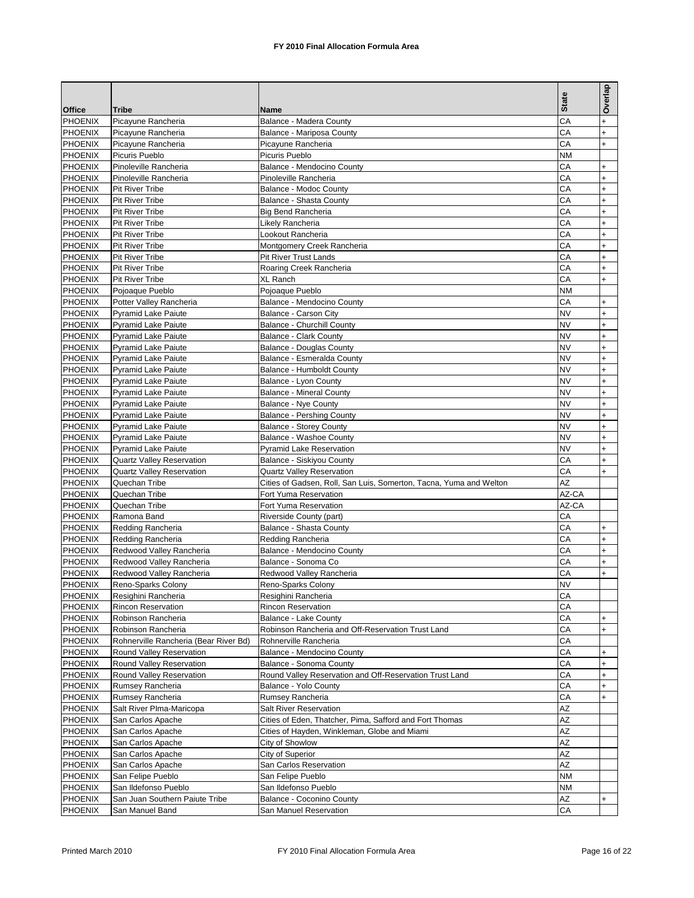# FY 2010 Final Allocation Formula Area

| Office | Tribe | Name | State | Overlap |
|---|---|---|---|---|
| PHOENIX | Picayune Rancheria | Balance - Madera County | CA | + |
| PHOENIX | Picayune Rancheria | Balance - Mariposa County | CA | + |
| PHOENIX | Picayune Rancheria | Picayune Rancheria | CA | + |
| PHOENIX | Picuris Pueblo | Picuris Pueblo | NM | |
| PHOENIX | Pinoleville Rancheria | Balance - Mendocino County | CA | + |
| PHOENIX | Pinoleville Rancheria | Pinoleville Rancheria | CA | + |
| PHOENIX | Pit River Tribe | Balance - Modoc County | CA | + |
| PHOENIX | Pit River Tribe | Balance - Shasta County | CA | + |
| PHOENIX | Pit River Tribe | Big Bend Rancheria | CA | + |
| PHOENIX | Pit River Tribe | Likely Rancheria | CA | + |
| PHOENIX | Pit River Tribe | Lookout Rancheria | CA | + |
| PHOENIX | Pit River Tribe | Montgomery Creek Rancheria | CA | + |
| PHOENIX | Pit River Tribe | Pit River Trust Lands | CA | + |
| PHOENIX | Pit River Tribe | Roaring Creek Rancheria | CA | + |
| PHOENIX | Pit River Tribe | XL Ranch | CA | + |
| PHOENIX | Pojoaque Pueblo | Pojoaque Pueblo | NM | |
| PHOENIX | Potter Valley Rancheria | Balance - Mendocino County | CA | + |
| PHOENIX | Pyramid Lake Paiute | Balance - Carson City | NV | + |
| PHOENIX | Pyramid Lake Paiute | Balance - Churchill County | NV | + |
| PHOENIX | Pyramid Lake Paiute | Balance - Clark County | NV | + |
| PHOENIX | Pyramid Lake Paiute | Balance - Douglas County | NV | + |
| PHOENIX | Pyramid Lake Paiute | Balance - Esmeralda County | NV | + |
| PHOENIX | Pyramid Lake Paiute | Balance - Humboldt County | NV | + |
| PHOENIX | Pyramid Lake Paiute | Balance - Lyon County | NV | + |
| PHOENIX | Pyramid Lake Paiute | Balance - Mineral County | NV | + |
| PHOENIX | Pyramid Lake Paiute | Balance - Nye County | NV | + |
| PHOENIX | Pyramid Lake Paiute | Balance - Pershing County | NV | + |
| PHOENIX | Pyramid Lake Paiute | Balance - Storey County | NV | + |
| PHOENIX | Pyramid Lake Paiute | Balance - Washoe County | NV | + |
| PHOENIX | Pyramid Lake Paiute | Pyramid Lake Reservation | NV | + |
| PHOENIX | Quartz Valley Reservation | Balance - Siskiyou County | CA | + |
| PHOENIX | Quartz Valley Reservation | Quartz Valley Reservation | CA | + |
| PHOENIX | Quechan Tribe | Cities of Gadsen, Roll, San Luis, Somerton, Tacna, Yuma and Welton | AZ | |
| PHOENIX | Quechan Tribe | Fort Yuma Reservation | AZ-CA | |
| PHOENIX | Quechan Tribe | Fort Yuma Reservation | AZ-CA | |
| PHOENIX | Ramona Band | Riverside County (part) | CA | |
| PHOENIX | Redding Rancheria | Balance - Shasta County | CA | + |
| PHOENIX | Redding Rancheria | Redding Rancheria | CA | + |
| PHOENIX | Redwood Valley Rancheria | Balance - Mendocino County | CA | + |
| PHOENIX | Redwood Valley Rancheria | Balance - Sonoma Co | CA | + |
| PHOENIX | Redwood Valley Rancheria | Redwood Valley Rancheria | CA | + |
| PHOENIX | Reno-Sparks Colony | Reno-Sparks Colony | NV | |
| PHOENIX | Resighini Rancheria | Resighini Rancheria | CA | |
| PHOENIX | Rincon Reservation | Rincon Reservation | CA | |
| PHOENIX | Robinson Rancheria | Balance - Lake County | CA | + |
| PHOENIX | Robinson Rancheria | Robinson Rancheria and Off-Reservation Trust Land | CA | + |
| PHOENIX | Rohnerville Rancheria (Bear River Bd) | Rohnerville Rancheria | CA | |
| PHOENIX | Round Valley Reservation | Balance - Mendocino County | CA | + |
| PHOENIX | Round Valley Reservation | Balance - Sonoma County | CA | + |
| PHOENIX | Round Valley Reservation | Round Valley Reservation and Off-Reservation Trust Land | CA | + |
| PHOENIX | Rumsey Rancheria | Balance - Yolo County | CA | + |
| PHOENIX | Rumsey Rancheria | Rumsey Rancheria | CA | + |
| PHOENIX | Salt River PIma-Maricopa | Salt River Reservation | AZ | |
| PHOENIX | San Carlos Apache | Cities of Eden, Thatcher, Pima, Safford and Fort Thomas | AZ | |
| PHOENIX | San Carlos Apache | Cities of Hayden, Winkleman, Globe and Miami | AZ | |
| PHOENIX | San Carlos Apache | City of Showlow | AZ | |
| PHOENIX | San Carlos Apache | City of Superior | AZ | |
| PHOENIX | San Carlos Apache | San Carlos Reservation | AZ | |
| PHOENIX | San Felipe Pueblo | San Felipe Pueblo | NM | |
| PHOENIX | San Ildefonso Pueblo | San Ildefonso Pueblo | NM | |
| PHOENIX | San Juan Southern Paiute Tribe | Balance - Coconino County | AZ | + |
| PHOENIX | San Manuel Band | San Manuel Reservation | CA | |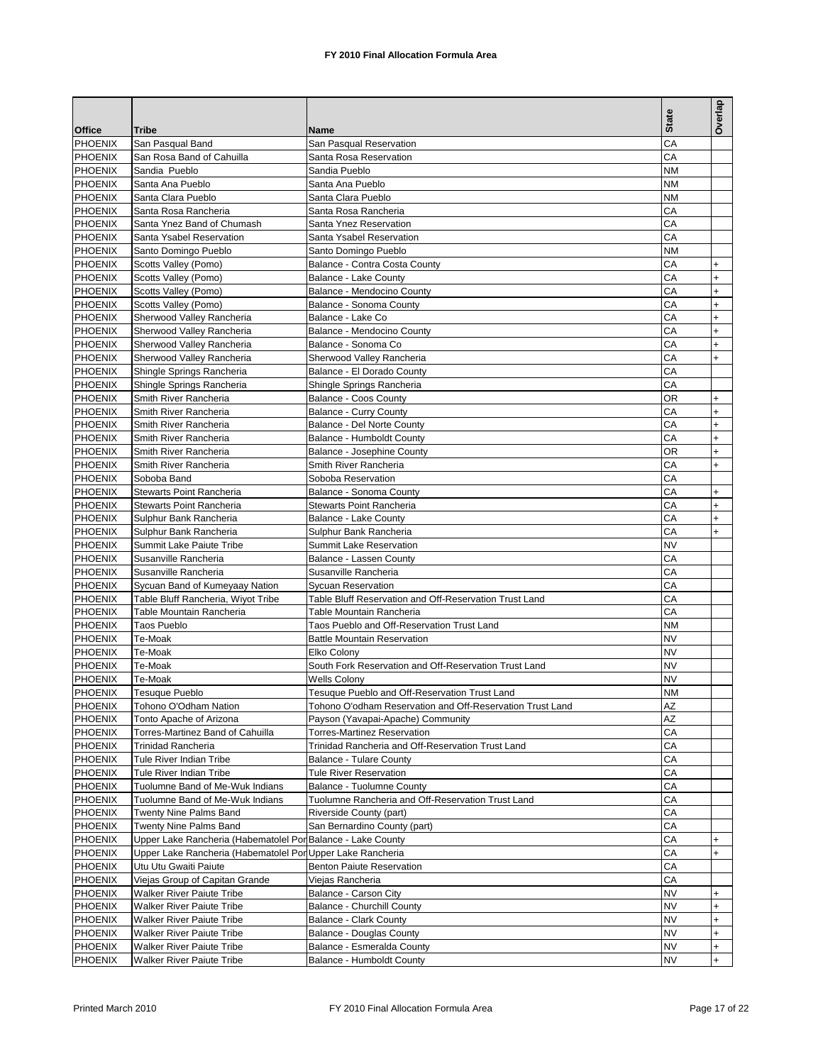# FY 2010 Final Allocation Formula Area

| Office | Tribe | Name | State | Overlap |
|---|---|---|---|---|
| PHOENIX | San Pasqual Band | San Pasqual Reservation | CA | |
| PHOENIX | San Rosa Band of Cahuilla | Santa Rosa Reservation | CA | |
| PHOENIX | Sandia Pueblo | Sandia Pueblo | NM | |
| PHOENIX | Santa Ana Pueblo | Santa Ana Pueblo | NM | |
| PHOENIX | Santa Clara Pueblo | Santa Clara Pueblo | NM | |
| PHOENIX | Santa Rosa Rancheria | Santa Rosa Rancheria | CA | |
| PHOENIX | Santa Ynez Band of Chumash | Santa Ynez Reservation | CA | |
| PHOENIX | Santa Ysabel Reservation | Santa Ysabel Reservation | CA | |
| PHOENIX | Santo Domingo Pueblo | Santo Domingo Pueblo | NM | |
| PHOENIX | Scotts Valley (Pomo) | Balance - Contra Costa County | CA | + |
| PHOENIX | Scotts Valley (Pomo) | Balance - Lake County | CA | + |
| PHOENIX | Scotts Valley (Pomo) | Balance - Mendocino County | CA | + |
| PHOENIX | Scotts Valley (Pomo) | Balance - Sonoma County | CA | + |
| PHOENIX | Sherwood Valley Rancheria | Balance - Lake Co | CA | + |
| PHOENIX | Sherwood Valley Rancheria | Balance - Mendocino County | CA | + |
| PHOENIX | Sherwood Valley Rancheria | Balance - Sonoma Co | CA | + |
| PHOENIX | Sherwood Valley Rancheria | Sherwood Valley Rancheria | CA | + |
| PHOENIX | Shingle Springs Rancheria | Balance - El Dorado County | CA | |
| PHOENIX | Shingle Springs Rancheria | Shingle Springs Rancheria | CA | |
| PHOENIX | Smith River Rancheria | Balance - Coos County | OR | + |
| PHOENIX | Smith River Rancheria | Balance - Curry County | CA | + |
| PHOENIX | Smith River Rancheria | Balance - Del Norte County | CA | + |
| PHOENIX | Smith River Rancheria | Balance - Humboldt County | CA | + |
| PHOENIX | Smith River Rancheria | Balance - Josephine County | OR | + |
| PHOENIX | Smith River Rancheria | Smith River Rancheria | CA | + |
| PHOENIX | Soboba Band | Soboba Reservation | CA | |
| PHOENIX | Stewarts Point Rancheria | Balance - Sonoma County | CA | + |
| PHOENIX | Stewarts Point Rancheria | Stewarts Point Rancheria | CA | + |
| PHOENIX | Sulphur Bank Rancheria | Balance - Lake County | CA | + |
| PHOENIX | Sulphur Bank Rancheria | Sulphur Bank Rancheria | CA | + |
| PHOENIX | Summit Lake Paiute Tribe | Summit Lake Reservation | NV | |
| PHOENIX | Susanville Rancheria | Balance - Lassen County | CA | |
| PHOENIX | Susanville Rancheria | Susanville Rancheria | CA | |
| PHOENIX | Sycuan Band of Kumeyaay Nation | Sycuan Reservation | CA | |
| PHOENIX | Table Bluff Rancheria, Wiyot Tribe | Table Bluff Reservation and Off-Reservation Trust Land | CA | |
| PHOENIX | Table Mountain Rancheria | Table Mountain Rancheria | CA | |
| PHOENIX | Taos Pueblo | Taos Pueblo and Off-Reservation Trust Land | NM | |
| PHOENIX | Te-Moak | Battle Mountain Reservation | NV | |
| PHOENIX | Te-Moak | Elko Colony | NV | |
| PHOENIX | Te-Moak | South Fork Reservation and Off-Reservation Trust Land | NV | |
| PHOENIX | Te-Moak | Wells Colony | NV | |
| PHOENIX | Tesuque Pueblo | Tesuque Pueblo and Off-Reservation Trust Land | NM | |
| PHOENIX | Tohono O'Odham Nation | Tohono O'odham Reservation and Off-Reservation Trust Land | AZ | |
| PHOENIX | Tonto Apache of Arizona | Payson (Yavapai-Apache) Community | AZ | |
| PHOENIX | Torres-Martinez Band of Cahuilla | Torres-Martinez Reservation | CA | |
| PHOENIX | Trinidad Rancheria | Trinidad Rancheria and Off-Reservation Trust Land | CA | |
| PHOENIX | Tule River Indian Tribe | Balance - Tulare County | CA | |
| PHOENIX | Tule River Indian Tribe | Tule River Reservation | CA | |
| PHOENIX | Tuolumne Band of Me-Wuk Indians | Balance - Tuolumne County | CA | |
| PHOENIX | Tuolumne Band of Me-Wuk Indians | Tuolumne Rancheria and Off-Reservation Trust Land | CA | |
| PHOENIX | Twenty Nine Palms Band | Riverside County (part) | CA | |
| PHOENIX | Twenty Nine Palms Band | San Bernardino County (part) | CA | |
| PHOENIX | Upper Lake Rancheria (Habematolel Por | Balance - Lake County | CA | + |
| PHOENIX | Upper Lake Rancheria (Habematolel Por | Upper Lake Rancheria | CA | + |
| PHOENIX | Utu Utu Gwaiti Paiute | Benton Paiute Reservation | CA | |
| PHOENIX | Viejas Group of Capitan Grande | Viejas Rancheria | CA | |
| PHOENIX | Walker River Paiute Tribe | Balance - Carson City | NV | + |
| PHOENIX | Walker River Paiute Tribe | Balance - Churchill County | NV | + |
| PHOENIX | Walker River Paiute Tribe | Balance - Clark County | NV | + |
| PHOENIX | Walker River Paiute Tribe | Balance - Douglas County | NV | + |
| PHOENIX | Walker River Paiute Tribe | Balance - Esmeralda County | NV | + |
| PHOENIX | Walker River Paiute Tribe | Balance - Humboldt County | NV | + |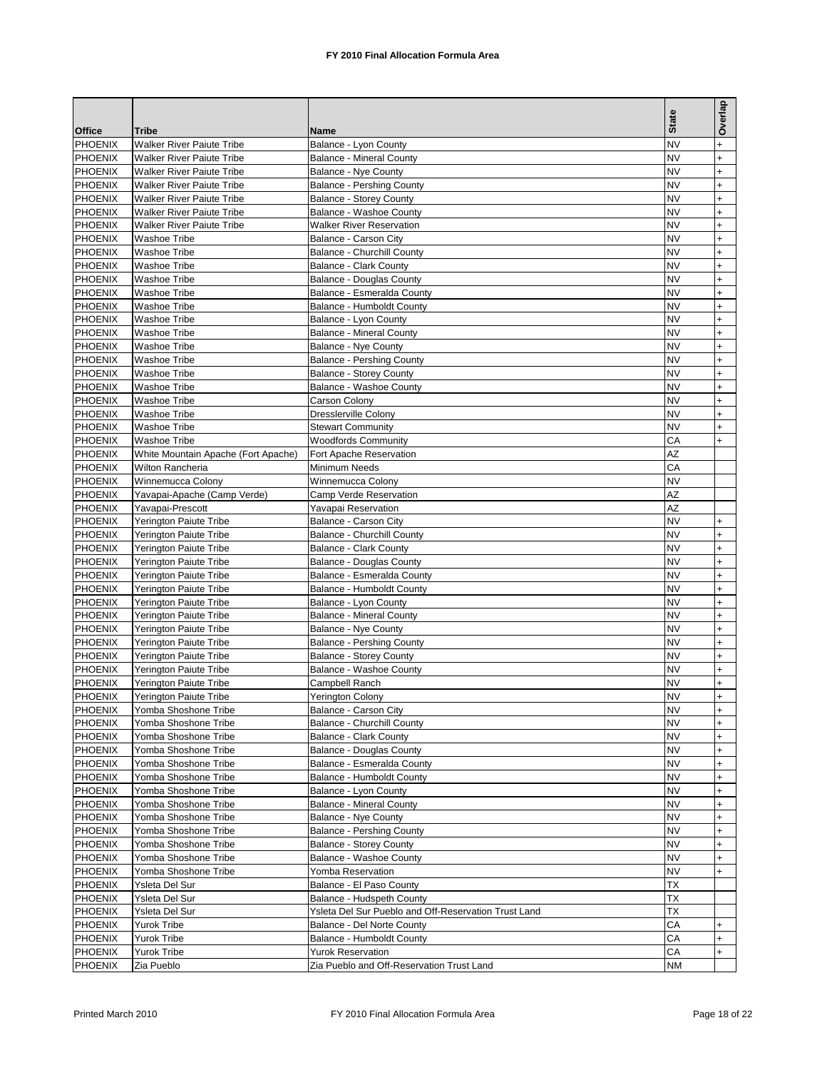# FY 2010 Final Allocation Formula Area

| Office | Tribe | Name | State | Overlap |
|---|---|---|---|---|
| PHOENIX | Walker River Paiute Tribe | Balance - Lyon County | NV | + |
| PHOENIX | Walker River Paiute Tribe | Balance - Mineral County | NV | + |
| PHOENIX | Walker River Paiute Tribe | Balance - Nye County | NV | + |
| PHOENIX | Walker River Paiute Tribe | Balance - Pershing County | NV | + |
| PHOENIX | Walker River Paiute Tribe | Balance - Storey County | NV | + |
| PHOENIX | Walker River Paiute Tribe | Balance - Washoe County | NV | + |
| PHOENIX | Walker River Paiute Tribe | Walker River Reservation | NV | + |
| PHOENIX | Washoe Tribe | Balance - Carson City | NV | + |
| PHOENIX | Washoe Tribe | Balance - Churchill County | NV | + |
| PHOENIX | Washoe Tribe | Balance - Clark County | NV | + |
| PHOENIX | Washoe Tribe | Balance - Douglas County | NV | + |
| PHOENIX | Washoe Tribe | Balance - Esmeralda County | NV | + |
| PHOENIX | Washoe Tribe | Balance - Humboldt County | NV | + |
| PHOENIX | Washoe Tribe | Balance - Lyon County | NV | + |
| PHOENIX | Washoe Tribe | Balance - Mineral County | NV | + |
| PHOENIX | Washoe Tribe | Balance - Nye County | NV | + |
| PHOENIX | Washoe Tribe | Balance - Pershing County | NV | + |
| PHOENIX | Washoe Tribe | Balance - Storey County | NV | + |
| PHOENIX | Washoe Tribe | Balance - Washoe County | NV | + |
| PHOENIX | Washoe Tribe | Carson Colony | NV | + |
| PHOENIX | Washoe Tribe | Dresslerville Colony | NV | + |
| PHOENIX | Washoe Tribe | Stewart Community | NV | + |
| PHOENIX | Washoe Tribe | Woodfords Community | CA | + |
| PHOENIX | White Mountain Apache (Fort Apache) | Fort Apache Reservation | AZ | |
| PHOENIX | Wilton Rancheria | Minimum Needs | CA | |
| PHOENIX | Winnemucca Colony | Winnemucca Colony | NV | |
| PHOENIX | Yavapai-Apache (Camp Verde) | Camp Verde Reservation | AZ | |
| PHOENIX | Yavapai-Prescott | Yavapai Reservation | AZ | |
| PHOENIX | Yerington Paiute Tribe | Balance - Carson City | NV | + |
| PHOENIX | Yerington Paiute Tribe | Balance - Churchill County | NV | + |
| PHOENIX | Yerington Paiute Tribe | Balance - Clark County | NV | + |
| PHOENIX | Yerington Paiute Tribe | Balance - Douglas County | NV | + |
| PHOENIX | Yerington Paiute Tribe | Balance - Esmeralda County | NV | + |
| PHOENIX | Yerington Paiute Tribe | Balance - Humboldt County | NV | + |
| PHOENIX | Yerington Paiute Tribe | Balance - Lyon County | NV | + |
| PHOENIX | Yerington Paiute Tribe | Balance - Mineral County | NV | + |
| PHOENIX | Yerington Paiute Tribe | Balance - Nye County | NV | + |
| PHOENIX | Yerington Paiute Tribe | Balance - Pershing County | NV | + |
| PHOENIX | Yerington Paiute Tribe | Balance - Storey County | NV | + |
| PHOENIX | Yerington Paiute Tribe | Balance - Washoe County | NV | + |
| PHOENIX | Yerington Paiute Tribe | Campbell Ranch | NV | + |
| PHOENIX | Yerington Paiute Tribe | Yerington Colony | NV | + |
| PHOENIX | Yomba Shoshone Tribe | Balance - Carson City | NV | + |
| PHOENIX | Yomba Shoshone Tribe | Balance - Churchill County | NV | + |
| PHOENIX | Yomba Shoshone Tribe | Balance - Clark County | NV | + |
| PHOENIX | Yomba Shoshone Tribe | Balance - Douglas County | NV | + |
| PHOENIX | Yomba Shoshone Tribe | Balance - Esmeralda County | NV | + |
| PHOENIX | Yomba Shoshone Tribe | Balance - Humboldt County | NV | + |
| PHOENIX | Yomba Shoshone Tribe | Balance - Lyon County | NV | + |
| PHOENIX | Yomba Shoshone Tribe | Balance - Mineral County | NV | + |
| PHOENIX | Yomba Shoshone Tribe | Balance - Nye County | NV | + |
| PHOENIX | Yomba Shoshone Tribe | Balance - Pershing County | NV | + |
| PHOENIX | Yomba Shoshone Tribe | Balance - Storey County | NV | + |
| PHOENIX | Yomba Shoshone Tribe | Balance - Washoe County | NV | + |
| PHOENIX | Yomba Shoshone Tribe | Yomba Reservation | NV | + |
| PHOENIX | Ysleta Del Sur | Balance - El Paso County | TX | |
| PHOENIX | Ysleta Del Sur | Balance - Hudspeth County | TX | |
| PHOENIX | Ysleta Del Sur | Ysleta Del Sur Pueblo and Off-Reservation Trust Land | TX | |
| PHOENIX | Yurok Tribe | Balance - Del Norte County | CA | + |
| PHOENIX | Yurok Tribe | Balance - Humboldt County | CA | + |
| PHOENIX | Yurok Tribe | Yurok Reservation | CA | + |
| PHOENIX | Zia Pueblo | Zia Pueblo and Off-Reservation Trust Land | NM | |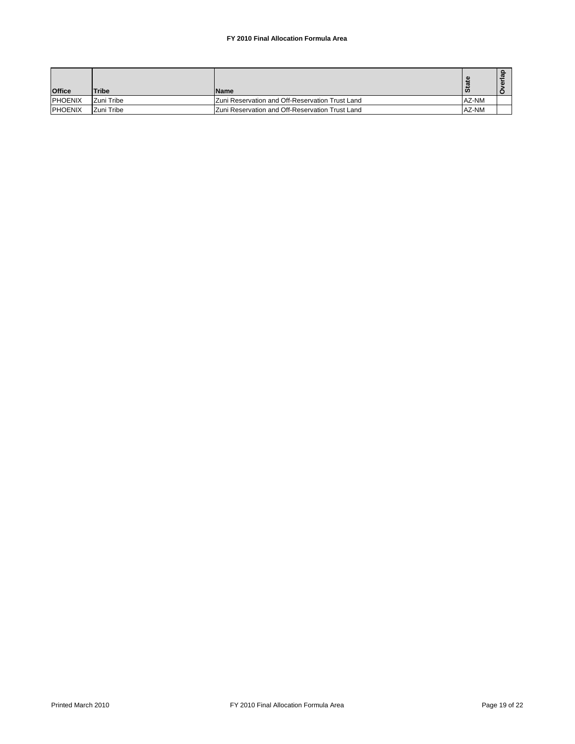**FY 2010 Final Allocation Formula Area**

| Office | Tribe | Name | State | Overlap |
|---|---|---|---|---|
| PHOENIX | Zuni Tribe | Zuni Reservation and Off-Reservation Trust Land | AZ-NM | |
| PHOENIX | Zuni Tribe | Zuni Reservation and Off-Reservation Trust Land | AZ-NM | |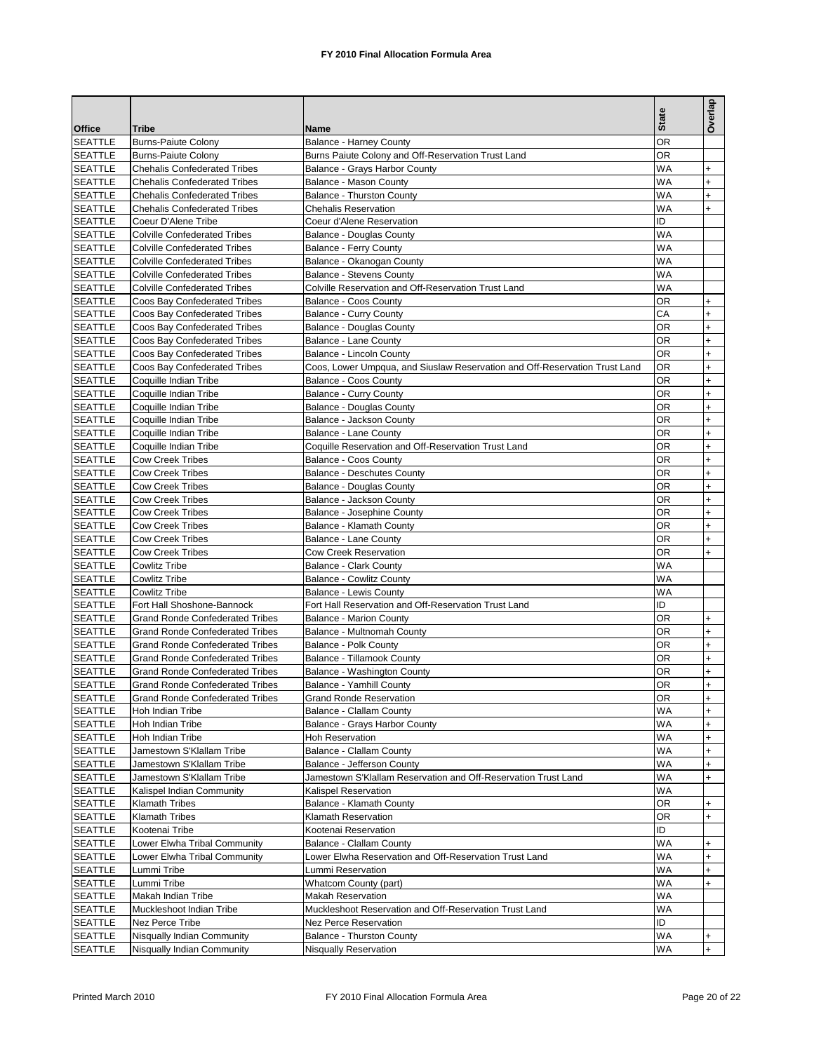# FY 2010 Final Allocation Formula Area

| Office | Tribe | Name | State | Overlap |
|---|---|---|---|---|
| SEATTLE | Burns-Paiute Colony | Balance - Harney County | OR | |
| SEATTLE | Burns-Paiute Colony | Burns Paiute Colony and Off-Reservation Trust Land | OR | |
| SEATTLE | Chehalis Confederated Tribes | Balance - Grays Harbor County | WA | + |
| SEATTLE | Chehalis Confederated Tribes | Balance - Mason County | WA | + |
| SEATTLE | Chehalis Confederated Tribes | Balance - Thurston County | WA | + |
| SEATTLE | Chehalis Confederated Tribes | Chehalis Reservation | WA | + |
| SEATTLE | Coeur D'Alene Tribe | Coeur d'Alene Reservation | ID | |
| SEATTLE | Colville Confederated Tribes | Balance - Douglas County | WA | |
| SEATTLE | Colville Confederated Tribes | Balance - Ferry County | WA | |
| SEATTLE | Colville Confederated Tribes | Balance - Okanogan County | WA | |
| SEATTLE | Colville Confederated Tribes | Balance - Stevens County | WA | |
| SEATTLE | Colville Confederated Tribes | Colville Reservation and Off-Reservation Trust Land | WA | |
| SEATTLE | Coos Bay Confederated Tribes | Balance - Coos County | OR | + |
| SEATTLE | Coos Bay Confederated Tribes | Balance - Curry County | CA | + |
| SEATTLE | Coos Bay Confederated Tribes | Balance - Douglas County | OR | + |
| SEATTLE | Coos Bay Confederated Tribes | Balance - Lane County | OR | + |
| SEATTLE | Coos Bay Confederated Tribes | Balance - Lincoln County | OR | + |
| SEATTLE | Coos Bay Confederated Tribes | Coos, Lower Umpqua, and Siuslaw Reservation and Off-Reservation Trust Land | OR | + |
| SEATTLE | Coquille Indian Tribe | Balance - Coos County | OR | + |
| SEATTLE | Coquille Indian Tribe | Balance - Curry County | OR | + |
| SEATTLE | Coquille Indian Tribe | Balance - Douglas County | OR | + |
| SEATTLE | Coquille Indian Tribe | Balance - Jackson County | OR | + |
| SEATTLE | Coquille Indian Tribe | Balance - Lane County | OR | + |
| SEATTLE | Coquille Indian Tribe | Coquille Reservation and Off-Reservation Trust Land | OR | + |
| SEATTLE | Cow Creek Tribes | Balance - Coos County | OR | + |
| SEATTLE | Cow Creek Tribes | Balance - Deschutes County | OR | + |
| SEATTLE | Cow Creek Tribes | Balance - Douglas County | OR | + |
| SEATTLE | Cow Creek Tribes | Balance - Jackson County | OR | + |
| SEATTLE | Cow Creek Tribes | Balance - Josephine County | OR | + |
| SEATTLE | Cow Creek Tribes | Balance - Klamath County | OR | + |
| SEATTLE | Cow Creek Tribes | Balance - Lane County | OR | + |
| SEATTLE | Cow Creek Tribes | Cow Creek Reservation | OR | + |
| SEATTLE | Cowlitz Tribe | Balance - Clark County | WA | |
| SEATTLE | Cowlitz Tribe | Balance - Cowlitz County | WA | |
| SEATTLE | Cowlitz Tribe | Balance - Lewis County | WA | |
| SEATTLE | Fort Hall Shoshone-Bannock | Fort Hall Reservation and Off-Reservation Trust Land | ID | |
| SEATTLE | Grand Ronde Confederated Tribes | Balance - Marion County | OR | + |
| SEATTLE | Grand Ronde Confederated Tribes | Balance - Multnomah County | OR | + |
| SEATTLE | Grand Ronde Confederated Tribes | Balance - Polk County | OR | + |
| SEATTLE | Grand Ronde Confederated Tribes | Balance - Tillamook County | OR | + |
| SEATTLE | Grand Ronde Confederated Tribes | Balance - Washington County | OR | + |
| SEATTLE | Grand Ronde Confederated Tribes | Balance - Yamhill County | OR | + |
| SEATTLE | Grand Ronde Confederated Tribes | Grand Ronde Reservation | OR | + |
| SEATTLE | Hoh Indian Tribe | Balance - Clallam County | WA | + |
| SEATTLE | Hoh Indian Tribe | Balance - Grays Harbor County | WA | + |
| SEATTLE | Hoh Indian Tribe | Hoh Reservation | WA | + |
| SEATTLE | Jamestown S'Klallam Tribe | Balance - Clallam County | WA | + |
| SEATTLE | Jamestown S'Klallam Tribe | Balance - Jefferson County | WA | + |
| SEATTLE | Jamestown S'Klallam Tribe | Jamestown S'Klallam Reservation and Off-Reservation Trust Land | WA | + |
| SEATTLE | Kalispel Indian Community | Kalispel Reservation | WA | |
| SEATTLE | Klamath Tribes | Balance - Klamath County | OR | + |
| SEATTLE | Klamath Tribes | Klamath Reservation | OR | + |
| SEATTLE | Kootenai Tribe | Kootenai Reservation | ID | |
| SEATTLE | Lower Elwha Tribal Community | Balance - Clallam County | WA | + |
| SEATTLE | Lower Elwha Tribal Community | Lower Elwha Reservation and Off-Reservation Trust Land | WA | + |
| SEATTLE | Lummi Tribe | Lummi Reservation | WA | + |
| SEATTLE | Lummi Tribe | Whatcom County (part) | WA | + |
| SEATTLE | Makah Indian Tribe | Makah Reservation | WA | |
| SEATTLE | Muckleshoot Indian Tribe | Muckleshoot Reservation and Off-Reservation Trust Land | WA | |
| SEATTLE | Nez Perce Tribe | Nez Perce Reservation | ID | |
| SEATTLE | Nisqually Indian Community | Balance - Thurston County | WA | + |
| SEATTLE | Nisqually Indian Community | Nisqually Reservation | WA | + |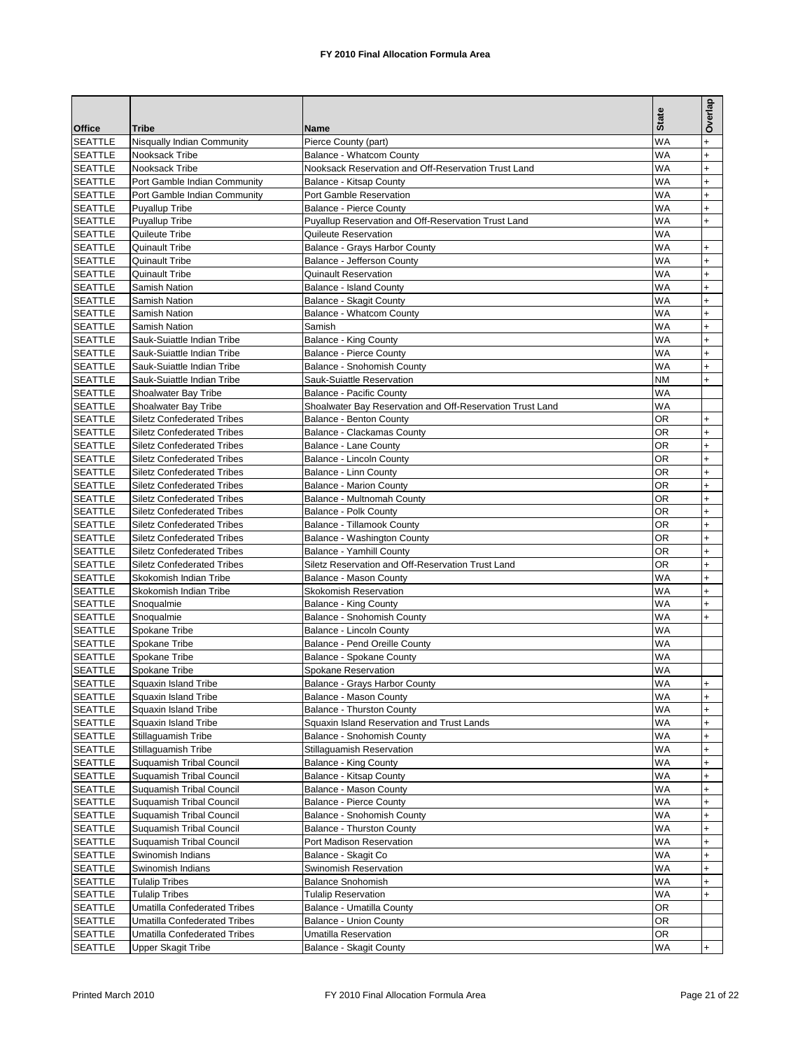**FY 2010 Final Allocation Formula Area**

| Office | Tribe | Name | State | Overlap |
|---|---|---|---|---|
| SEATTLE | Nisqually Indian Community | Pierce County (part) | WA | + |
| SEATTLE | Nooksack Tribe | Balance - Whatcom County | WA | + |
| SEATTLE | Nooksack Tribe | Nooksack Reservation and Off-Reservation Trust Land | WA | + |
| SEATTLE | Port Gamble Indian Community | Balance - Kitsap County | WA | + |
| SEATTLE | Port Gamble Indian Community | Port Gamble Reservation | WA | + |
| SEATTLE | Puyallup Tribe | Balance - Pierce County | WA | + |
| SEATTLE | Puyallup Tribe | Puyallup Reservation and Off-Reservation Trust Land | WA | + |
| SEATTLE | Quileute Tribe | Quileute Reservation | WA | |
| SEATTLE | Quinault Tribe | Balance - Grays Harbor County | WA | + |
| SEATTLE | Quinault Tribe | Balance - Jefferson County | WA | + |
| SEATTLE | Quinault Tribe | Quinault Reservation | WA | + |
| SEATTLE | Samish Nation | Balance - Island County | WA | + |
| SEATTLE | Samish Nation | Balance - Skagit County | WA | + |
| SEATTLE | Samish Nation | Balance - Whatcom County | WA | + |
| SEATTLE | Samish Nation | Samish | WA | + |
| SEATTLE | Sauk-Suiattle Indian Tribe | Balance - King County | WA | + |
| SEATTLE | Sauk-Suiattle Indian Tribe | Balance - Pierce County | WA | + |
| SEATTLE | Sauk-Suiattle Indian Tribe | Balance - Snohomish County | WA | + |
| SEATTLE | Sauk-Suiattle Indian Tribe | Sauk-Suiattle Reservation | NM | + |
| SEATTLE | Shoalwater Bay Tribe | Balance - Pacific County | WA | |
| SEATTLE | Shoalwater Bay Tribe | Shoalwater Bay Reservation and Off-Reservation Trust Land | WA | |
| SEATTLE | Siletz Confederated Tribes | Balance - Benton County | OR | + |
| SEATTLE | Siletz Confederated Tribes | Balance - Clackamas County | OR | + |
| SEATTLE | Siletz Confederated Tribes | Balance - Lane County | OR | + |
| SEATTLE | Siletz Confederated Tribes | Balance - Lincoln County | OR | + |
| SEATTLE | Siletz Confederated Tribes | Balance - Linn County | OR | + |
| SEATTLE | Siletz Confederated Tribes | Balance - Marion County | OR | + |
| SEATTLE | Siletz Confederated Tribes | Balance - Multnomah County | OR | + |
| SEATTLE | Siletz Confederated Tribes | Balance - Polk County | OR | + |
| SEATTLE | Siletz Confederated Tribes | Balance - Tillamook County | OR | + |
| SEATTLE | Siletz Confederated Tribes | Balance - Washington County | OR | + |
| SEATTLE | Siletz Confederated Tribes | Balance - Yamhill County | OR | + |
| SEATTLE | Siletz Confederated Tribes | Siletz Reservation and Off-Reservation Trust Land | OR | + |
| SEATTLE | Skokomish Indian Tribe | Balance - Mason County | WA | + |
| SEATTLE | Skokomish Indian Tribe | Skokomish Reservation | WA | + |
| SEATTLE | Snoqualmie | Balance - King County | WA | + |
| SEATTLE | Snoqualmie | Balance - Snohomish County | WA | + |
| SEATTLE | Spokane Tribe | Balance - Lincoln County | WA | |
| SEATTLE | Spokane Tribe | Balance - Pend Oreille County | WA | |
| SEATTLE | Spokane Tribe | Balance - Spokane County | WA | |
| SEATTLE | Spokane Tribe | Spokane Reservation | WA | |
| SEATTLE | Squaxin Island Tribe | Balance - Grays Harbor County | WA | + |
| SEATTLE | Squaxin Island Tribe | Balance - Mason County | WA | + |
| SEATTLE | Squaxin Island Tribe | Balance - Thurston County | WA | + |
| SEATTLE | Squaxin Island Tribe | Squaxin Island Reservation and Trust Lands | WA | + |
| SEATTLE | Stillaguamish Tribe | Balance - Snohomish County | WA | + |
| SEATTLE | Stillaguamish Tribe | Stillaguamish Reservation | WA | + |
| SEATTLE | Suquamish Tribal Council | Balance - King County | WA | + |
| SEATTLE | Suquamish Tribal Council | Balance - Kitsap County | WA | + |
| SEATTLE | Suquamish Tribal Council | Balance - Mason County | WA | + |
| SEATTLE | Suquamish Tribal Council | Balance - Pierce County | WA | + |
| SEATTLE | Suquamish Tribal Council | Balance - Snohomish County | WA | + |
| SEATTLE | Suquamish Tribal Council | Balance - Thurston County | WA | + |
| SEATTLE | Suquamish Tribal Council | Port Madison Reservation | WA | + |
| SEATTLE | Swinomish Indians | Balance - Skagit Co | WA | + |
| SEATTLE | Swinomish Indians | Swinomish Reservation | WA | + |
| SEATTLE | Tulalip Tribes | Balance Snohomish | WA | + |
| SEATTLE | Tulalip Tribes | Tulalip Reservation | WA | + |
| SEATTLE | Umatilla Confederated Tribes | Balance - Umatilla County | OR | |
| SEATTLE | Umatilla Confederated Tribes | Balance - Union County | OR | |
| SEATTLE | Umatilla Confederated Tribes | Umatilla Reservation | OR | |
| SEATTLE | Upper Skagit Tribe | Balance - Skagit County | WA | + |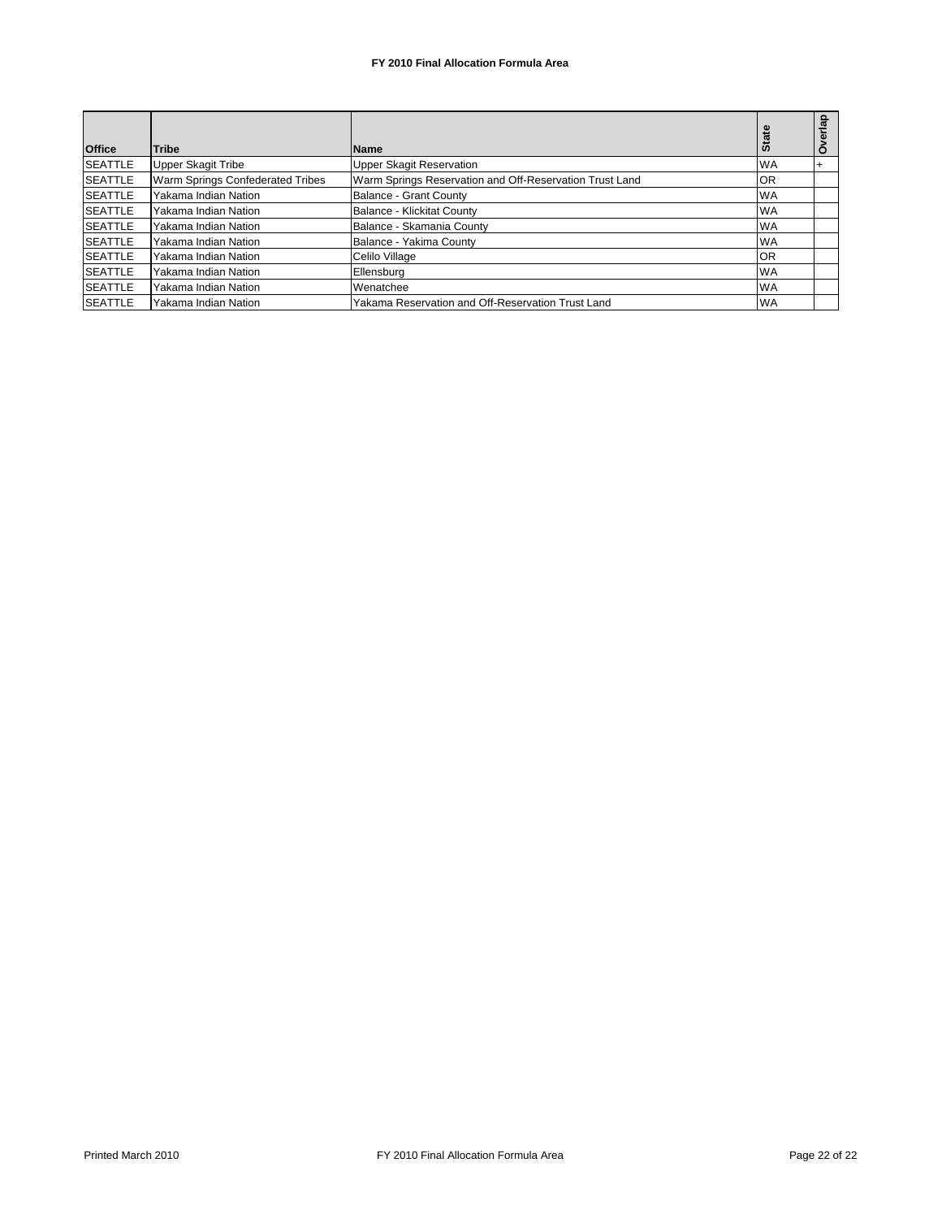**FY 2010 Final Allocation Formula Area**

| Office | Tribe | Name | State | Overlap |
|---|---|---|---|---|
| SEATTLE | Upper Skagit Tribe | Upper Skagit Reservation | WA | + |
| SEATTLE | Warm Springs Confederated Tribes | Warm Springs Reservation and Off-Reservation Trust Land | OR | |
| SEATTLE | Yakama Indian Nation | Balance - Grant County | WA | |
| SEATTLE | Yakama Indian Nation | Balance - Klickitat County | WA | |
| SEATTLE | Yakama Indian Nation | Balance - Skamania County | WA | |
| SEATTLE | Yakama Indian Nation | Balance - Yakima County | WA | |
| SEATTLE | Yakama Indian Nation | Celilo Village | OR | |
| SEATTLE | Yakama Indian Nation | Ellensburg | WA | |
| SEATTLE | Yakama Indian Nation | Wenatchee | WA | |
| SEATTLE | Yakama Indian Nation | Yakama Reservation and Off-Reservation Trust Land | WA | |